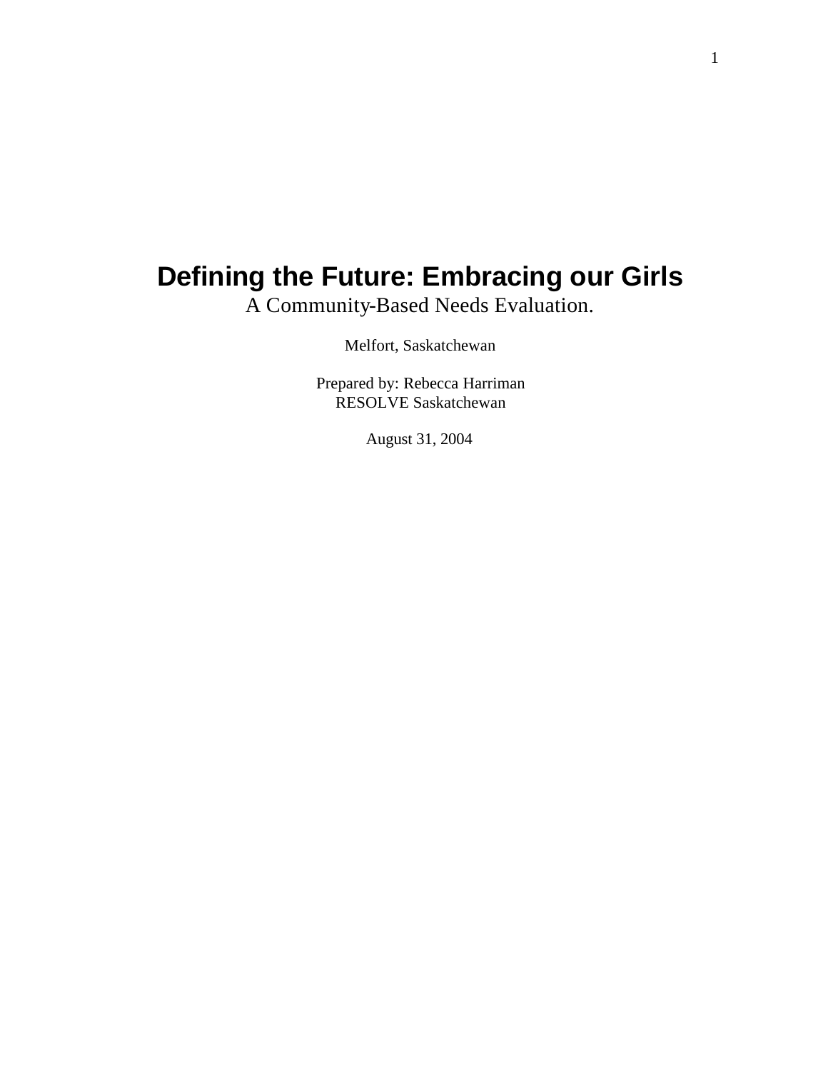# Defining the Future: Embracing our Girls

A Community-Based Needs Evaluation.

Melfort, Saskatchewan

Prepared by: Rebecca Harriman
RESOLVE Saskatchewan

August 31, 2004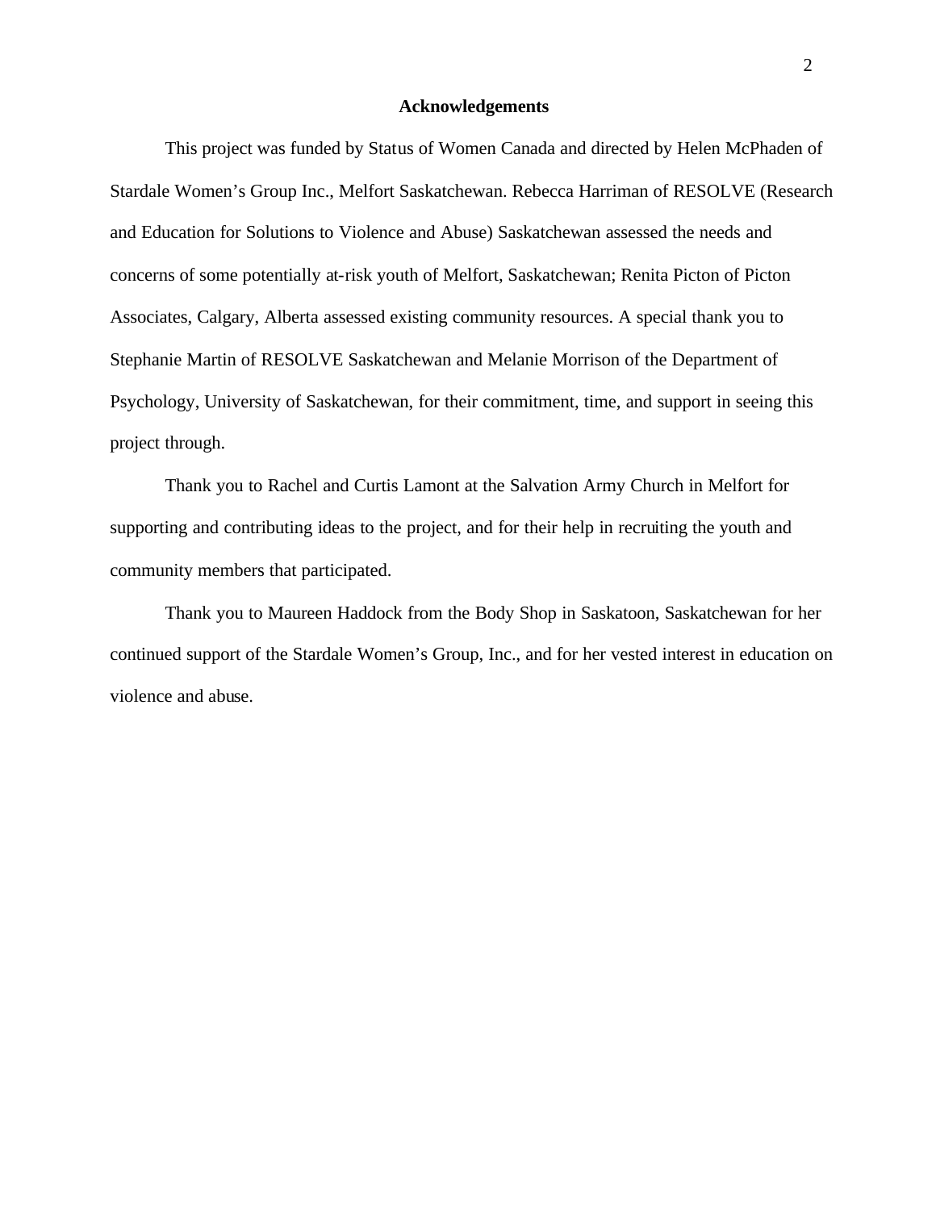## Acknowledgements

This project was funded by Status of Women Canada and directed by Helen McPhaden of Stardale Women's Group Inc., Melfort Saskatchewan. Rebecca Harriman of RESOLVE (Research and Education for Solutions to Violence and Abuse) Saskatchewan assessed the needs and concerns of some potentially at-risk youth of Melfort, Saskatchewan; Renita Picton of Picton Associates, Calgary, Alberta assessed existing community resources. A special thank you to Stephanie Martin of RESOLVE Saskatchewan and Melanie Morrison of the Department of Psychology, University of Saskatchewan, for their commitment, time, and support in seeing this project through.

Thank you to Rachel and Curtis Lamont at the Salvation Army Church in Melfort for supporting and contributing ideas to the project, and for their help in recruiting the youth and community members that participated.

Thank you to Maureen Haddock from the Body Shop in Saskatoon, Saskatchewan for her continued support of the Stardale Women's Group, Inc., and for her vested interest in education on violence and abuse.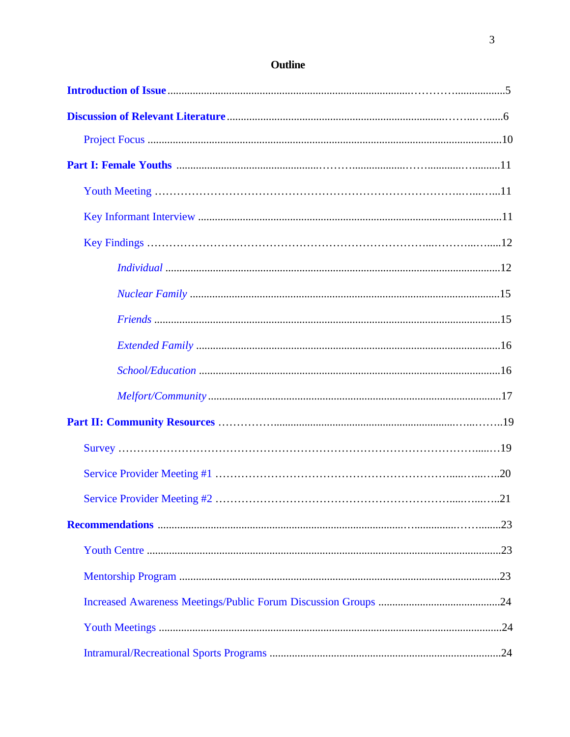# Outline

**Introduction of Issue** ..........5

**Discussion of Relevant Literature** ..........6

- Project Focus ..........10

**Part I: Female Youths** ..........11

- Youth Meeting ..........11
- Key Informant Interview ..........11
- Key Findings ..........12
  - *Individual* ..........12
  - *Nuclear Family* ..........15
  - *Friends* ..........15
  - *Extended Family* ..........16
  - *School/Education* ..........16
  - *Melfort/Community* ..........17

**Part II: Community Resources** ..........19

- Survey ..........19
- Service Provider Meeting #1 ..........20
- Service Provider Meeting #2 ..........21

**Recommendations** ..........23

- Youth Centre ..........23
- Mentorship Program ..........23
- Increased Awareness Meetings/Public Forum Discussion Groups ..........24
- Youth Meetings ..........24
- Intramural/Recreational Sports Programs ..........24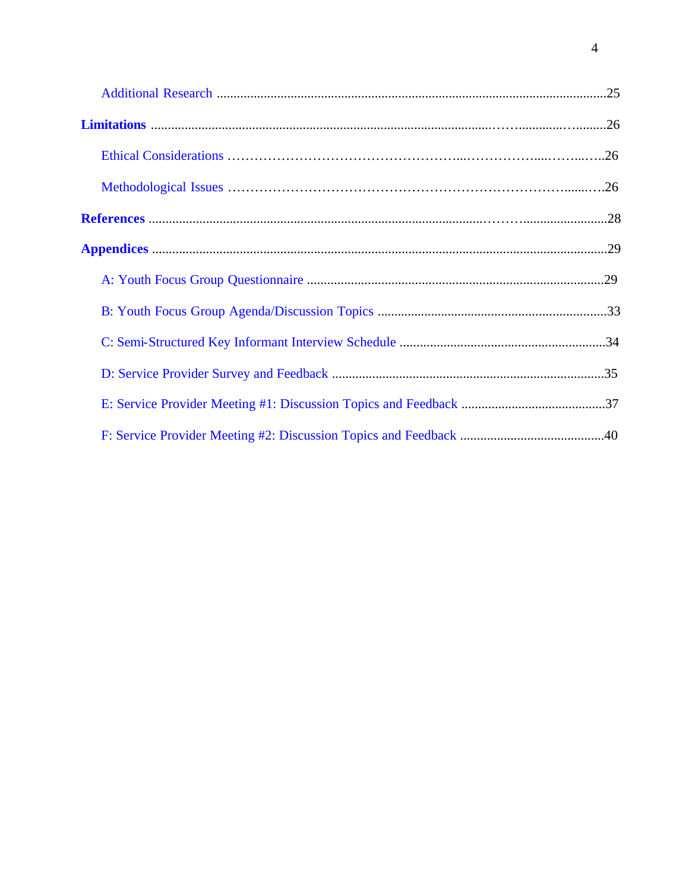Additional Research ....................................................................................................................25

**Limitations** ..............................................................................................................................26

Ethical Considerations ..................................................................................................26

Methodological Issues ..................................................................................................26

**References** ................................................................................................................................28

**Appendices** ...............................................................................................................................29

A: Youth Focus Group Questionnaire ..........................................................................29

B: Youth Focus Group Agenda/Discussion Topics .......................................................33

C: Semi-Structured Key Informant Interview Schedule ................................................34

D: Service Provider Survey and Feedback ...................................................................35

E: Service Provider Meeting #1: Discussion Topics and Feedback ..............................37

F: Service Provider Meeting #2: Discussion Topics and Feedback ..............................40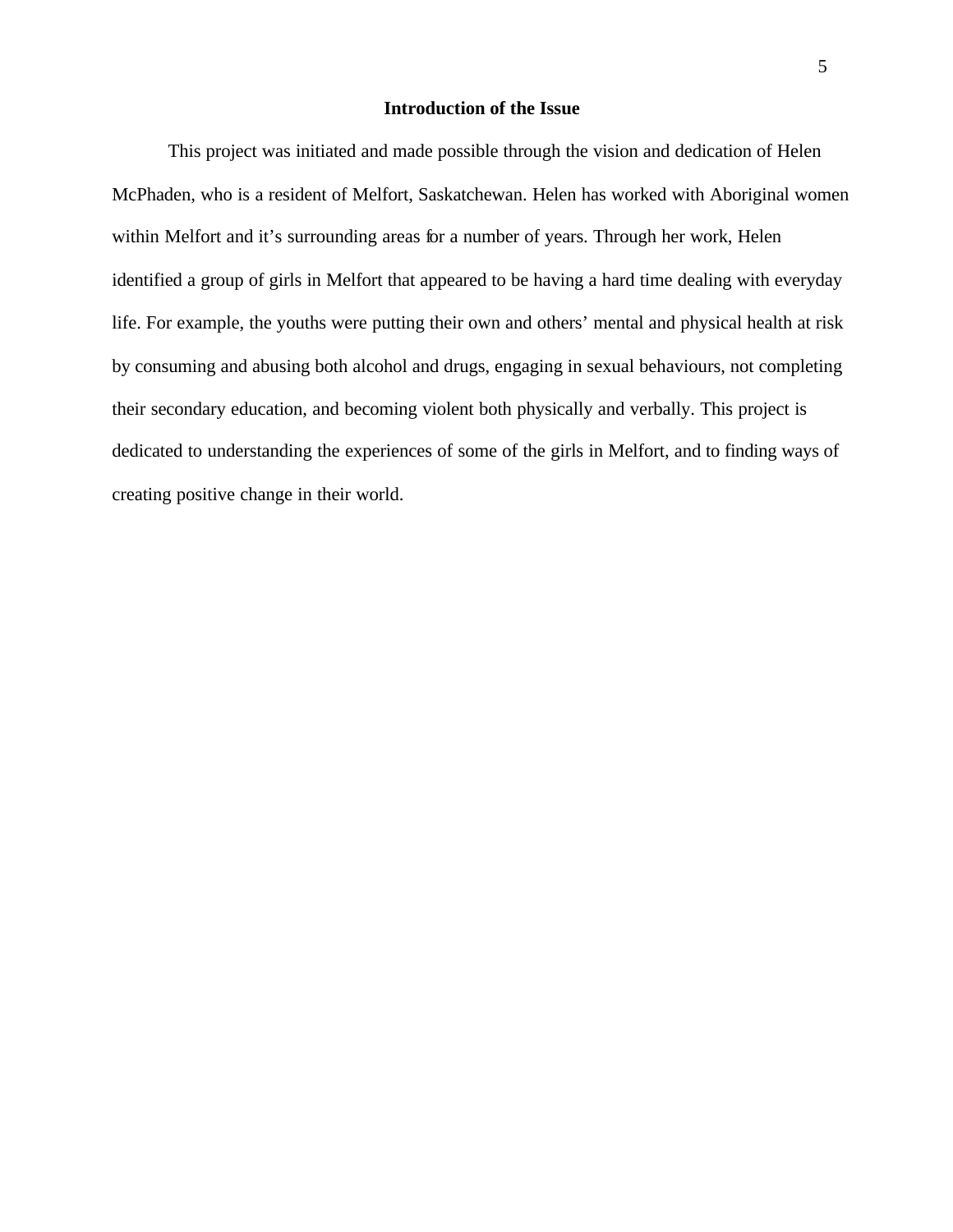## Introduction of the Issue

This project was initiated and made possible through the vision and dedication of Helen McPhaden, who is a resident of Melfort, Saskatchewan. Helen has worked with Aboriginal women within Melfort and it's surrounding areas for a number of years. Through her work, Helen identified a group of girls in Melfort that appeared to be having a hard time dealing with everyday life. For example, the youths were putting their own and others' mental and physical health at risk by consuming and abusing both alcohol and drugs, engaging in sexual behaviours, not completing their secondary education, and becoming violent both physically and verbally. This project is dedicated to understanding the experiences of some of the girls in Melfort, and to finding ways of creating positive change in their world.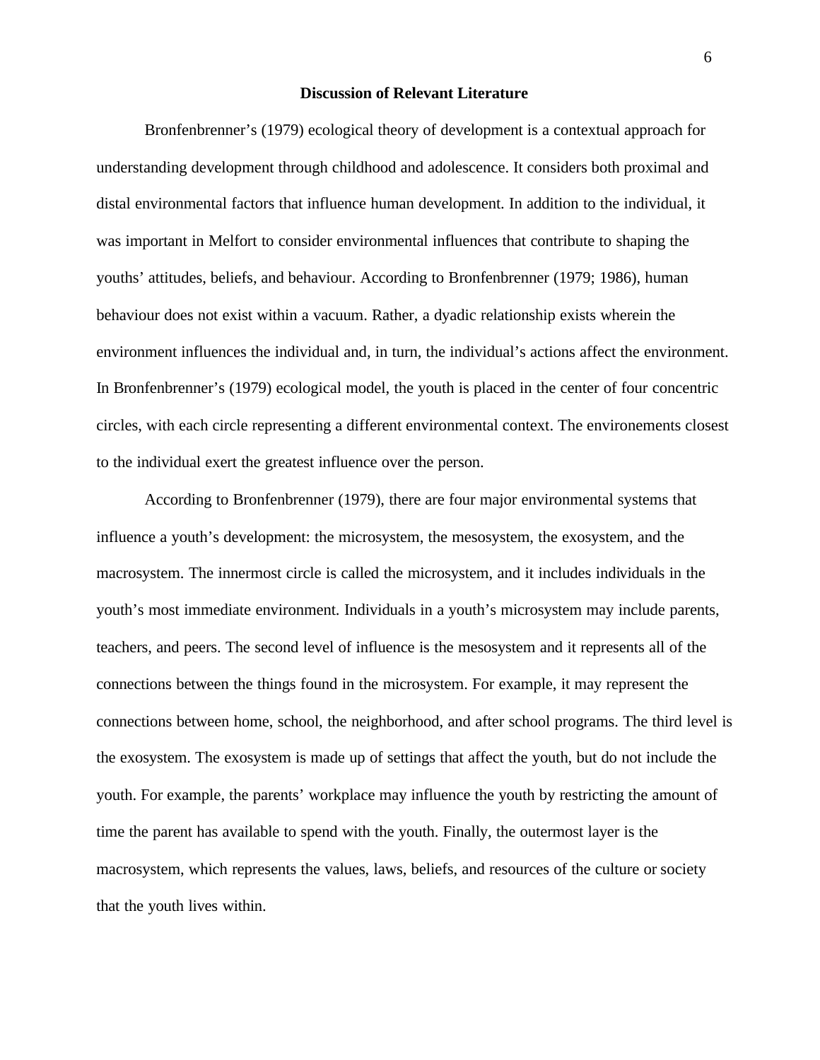## Discussion of Relevant Literature

Bronfenbrenner's (1979) ecological theory of development is a contextual approach for understanding development through childhood and adolescence. It considers both proximal and distal environmental factors that influence human development. In addition to the individual, it was important in Melfort to consider environmental influences that contribute to shaping the youths' attitudes, beliefs, and behaviour. According to Bronfenbrenner (1979; 1986), human behaviour does not exist within a vacuum. Rather, a dyadic relationship exists wherein the environment influences the individual and, in turn, the individual's actions affect the environment. In Bronfenbrenner's (1979) ecological model, the youth is placed in the center of four concentric circles, with each circle representing a different environmental context. The environements closest to the individual exert the greatest influence over the person.

According to Bronfenbrenner (1979), there are four major environmental systems that influence a youth's development: the microsystem, the mesosystem, the exosystem, and the macrosystem. The innermost circle is called the microsystem, and it includes individuals in the youth's most immediate environment. Individuals in a youth's microsystem may include parents, teachers, and peers. The second level of influence is the mesosystem and it represents all of the connections between the things found in the microsystem. For example, it may represent the connections between home, school, the neighborhood, and after school programs. The third level is the exosystem. The exosystem is made up of settings that affect the youth, but do not include the youth. For example, the parents' workplace may influence the youth by restricting the amount of time the parent has available to spend with the youth. Finally, the outermost layer is the macrosystem, which represents the values, laws, beliefs, and resources of the culture or society that the youth lives within.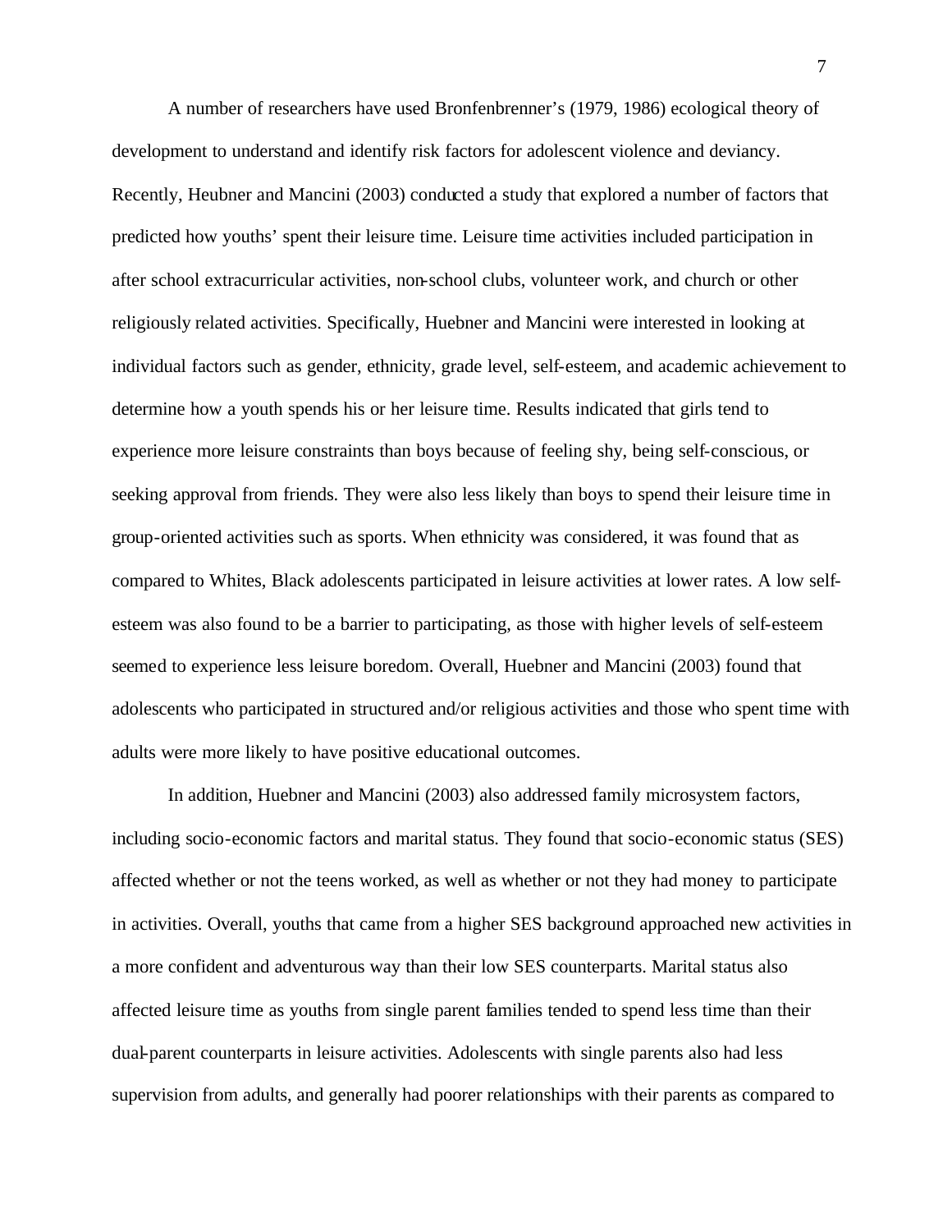A number of researchers have used Bronfenbrenner's (1979, 1986) ecological theory of development to understand and identify risk factors for adolescent violence and deviancy. Recently, Heubner and Mancini (2003) conducted a study that explored a number of factors that predicted how youths' spent their leisure time. Leisure time activities included participation in after school extracurricular activities, non-school clubs, volunteer work, and church or other religiously related activities. Specifically, Huebner and Mancini were interested in looking at individual factors such as gender, ethnicity, grade level, self-esteem, and academic achievement to determine how a youth spends his or her leisure time. Results indicated that girls tend to experience more leisure constraints than boys because of feeling shy, being self-conscious, or seeking approval from friends. They were also less likely than boys to spend their leisure time in group-oriented activities such as sports. When ethnicity was considered, it was found that as compared to Whites, Black adolescents participated in leisure activities at lower rates. A low self-esteem was also found to be a barrier to participating, as those with higher levels of self-esteem seemed to experience less leisure boredom. Overall, Huebner and Mancini (2003) found that adolescents who participated in structured and/or religious activities and those who spent time with adults were more likely to have positive educational outcomes.

In addition, Huebner and Mancini (2003) also addressed family microsystem factors, including socio-economic factors and marital status. They found that socio-economic status (SES) affected whether or not the teens worked, as well as whether or not they had money to participate in activities. Overall, youths that came from a higher SES background approached new activities in a more confident and adventurous way than their low SES counterparts. Marital status also affected leisure time as youths from single parent families tended to spend less time than their dual-parent counterparts in leisure activities. Adolescents with single parents also had less supervision from adults, and generally had poorer relationships with their parents as compared to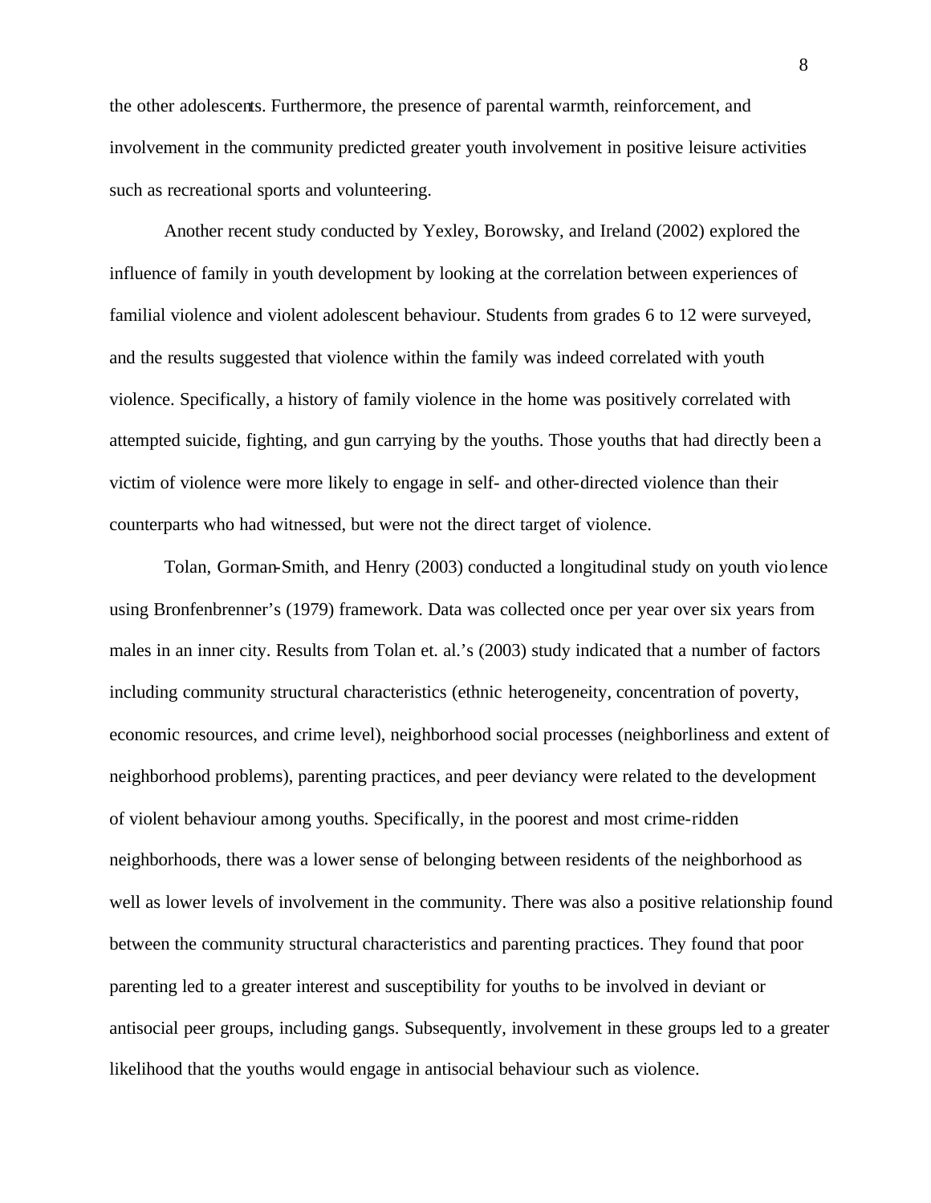the other adolescents. Furthermore, the presence of parental warmth, reinforcement, and involvement in the community predicted greater youth involvement in positive leisure activities such as recreational sports and volunteering.

Another recent study conducted by Yexley, Borowsky, and Ireland (2002) explored the influence of family in youth development by looking at the correlation between experiences of familial violence and violent adolescent behaviour. Students from grades 6 to 12 were surveyed, and the results suggested that violence within the family was indeed correlated with youth violence. Specifically, a history of family violence in the home was positively correlated with attempted suicide, fighting, and gun carrying by the youths. Those youths that had directly been a victim of violence were more likely to engage in self- and other-directed violence than their counterparts who had witnessed, but were not the direct target of violence.

Tolan, Gorman-Smith, and Henry (2003) conducted a longitudinal study on youth violence using Bronfenbrenner's (1979) framework. Data was collected once per year over six years from males in an inner city. Results from Tolan et. al.'s (2003) study indicated that a number of factors including community structural characteristics (ethnic heterogeneity, concentration of poverty, economic resources, and crime level), neighborhood social processes (neighborliness and extent of neighborhood problems), parenting practices, and peer deviancy were related to the development of violent behaviour among youths. Specifically, in the poorest and most crime-ridden neighborhoods, there was a lower sense of belonging between residents of the neighborhood as well as lower levels of involvement in the community. There was also a positive relationship found between the community structural characteristics and parenting practices. They found that poor parenting led to a greater interest and susceptibility for youths to be involved in deviant or antisocial peer groups, including gangs. Subsequently, involvement in these groups led to a greater likelihood that the youths would engage in antisocial behaviour such as violence.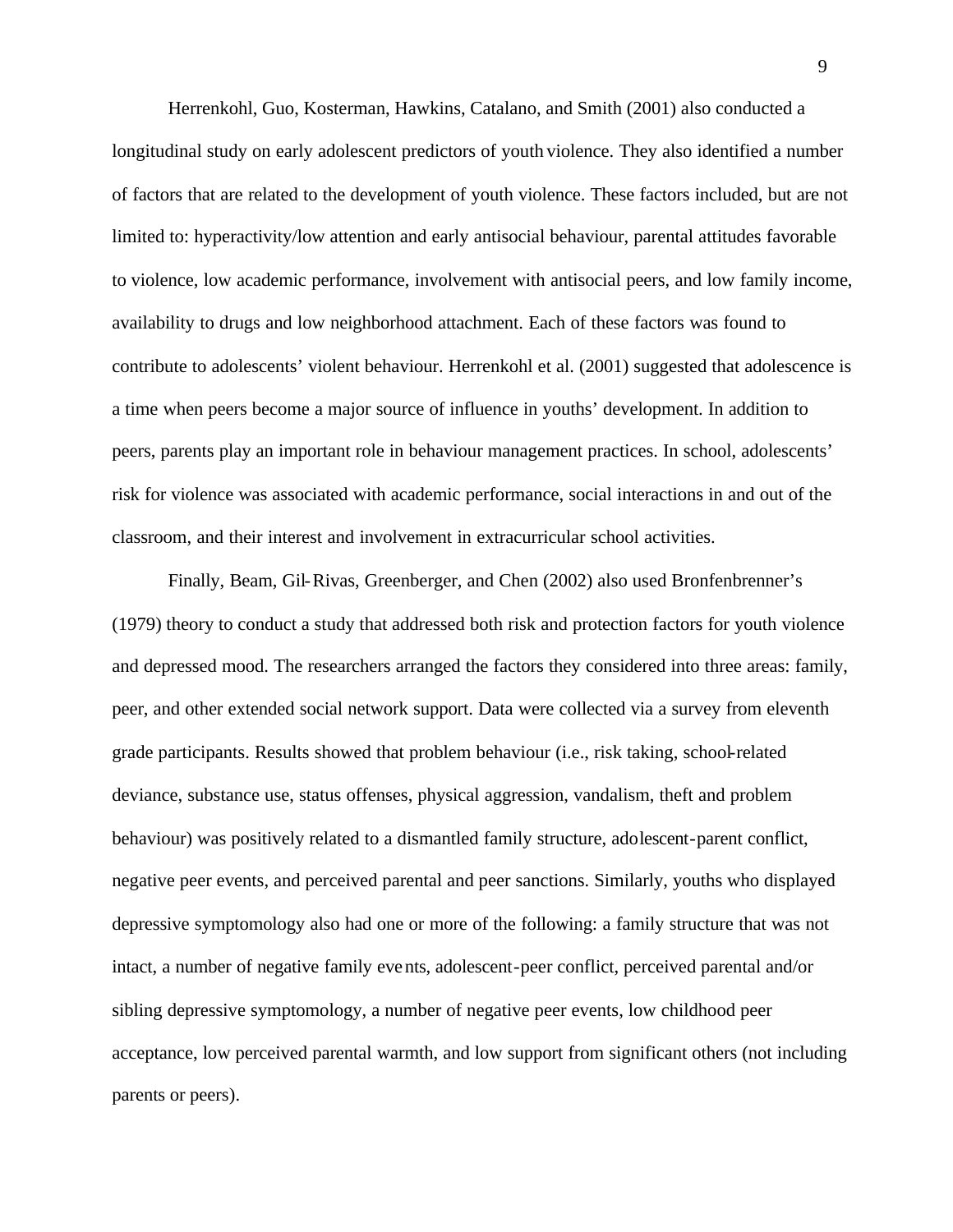Herrenkohl, Guo, Kosterman, Hawkins, Catalano, and Smith (2001) also conducted a longitudinal study on early adolescent predictors of youth violence. They also identified a number of factors that are related to the development of youth violence. These factors included, but are not limited to: hyperactivity/low attention and early antisocial behaviour, parental attitudes favorable to violence, low academic performance, involvement with antisocial peers, and low family income, availability to drugs and low neighborhood attachment. Each of these factors was found to contribute to adolescents' violent behaviour. Herrenkohl et al. (2001) suggested that adolescence is a time when peers become a major source of influence in youths' development. In addition to peers, parents play an important role in behaviour management practices. In school, adolescents' risk for violence was associated with academic performance, social interactions in and out of the classroom, and their interest and involvement in extracurricular school activities.

Finally, Beam, Gil-Rivas, Greenberger, and Chen (2002) also used Bronfenbrenner's (1979) theory to conduct a study that addressed both risk and protection factors for youth violence and depressed mood. The researchers arranged the factors they considered into three areas: family, peer, and other extended social network support. Data were collected via a survey from eleventh grade participants. Results showed that problem behaviour (i.e., risk taking, school-related deviance, substance use, status offenses, physical aggression, vandalism, theft and problem behaviour) was positively related to a dismantled family structure, adolescent-parent conflict, negative peer events, and perceived parental and peer sanctions. Similarly, youths who displayed depressive symptomology also had one or more of the following: a family structure that was not intact, a number of negative family events, adolescent-peer conflict, perceived parental and/or sibling depressive symptomology, a number of negative peer events, low childhood peer acceptance, low perceived parental warmth, and low support from significant others (not including parents or peers).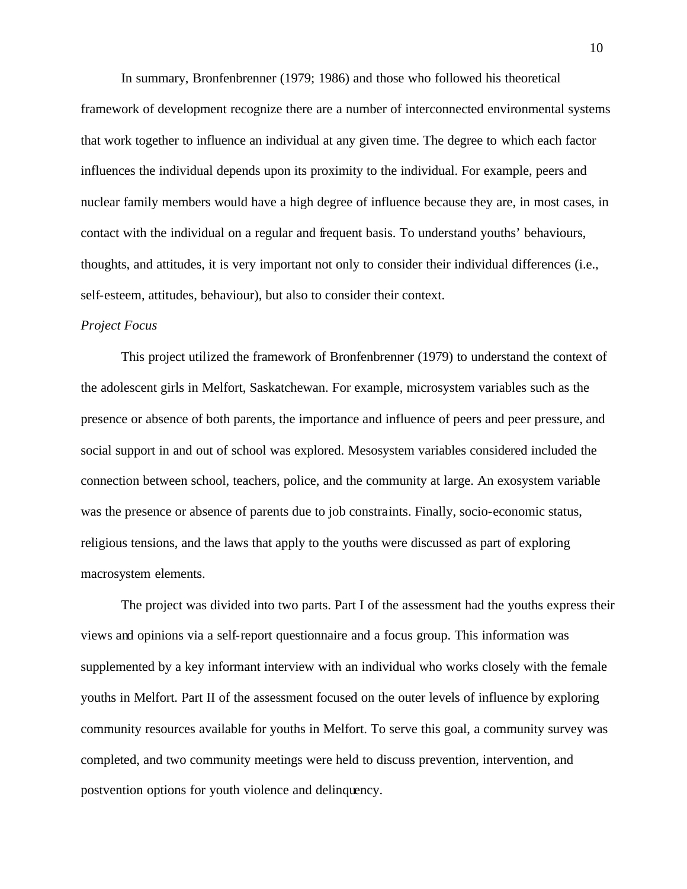In summary, Bronfenbrenner (1979; 1986) and those who followed his theoretical framework of development recognize there are a number of interconnected environmental systems that work together to influence an individual at any given time. The degree to which each factor influences the individual depends upon its proximity to the individual. For example, peers and nuclear family members would have a high degree of influence because they are, in most cases, in contact with the individual on a regular and frequent basis. To understand youths' behaviours, thoughts, and attitudes, it is very important not only to consider their individual differences (i.e., self-esteem, attitudes, behaviour), but also to consider their context.

*Project Focus*

This project utilized the framework of Bronfenbrenner (1979) to understand the context of the adolescent girls in Melfort, Saskatchewan. For example, microsystem variables such as the presence or absence of both parents, the importance and influence of peers and peer pressure, and social support in and out of school was explored. Mesosystem variables considered included the connection between school, teachers, police, and the community at large. An exosystem variable was the presence or absence of parents due to job constraints. Finally, socio-economic status, religious tensions, and the laws that apply to the youths were discussed as part of exploring macrosystem elements.

The project was divided into two parts. Part I of the assessment had the youths express their views and opinions via a self-report questionnaire and a focus group. This information was supplemented by a key informant interview with an individual who works closely with the female youths in Melfort. Part II of the assessment focused on the outer levels of influence by exploring community resources available for youths in Melfort. To serve this goal, a community survey was completed, and two community meetings were held to discuss prevention, intervention, and postvention options for youth violence and delinquency.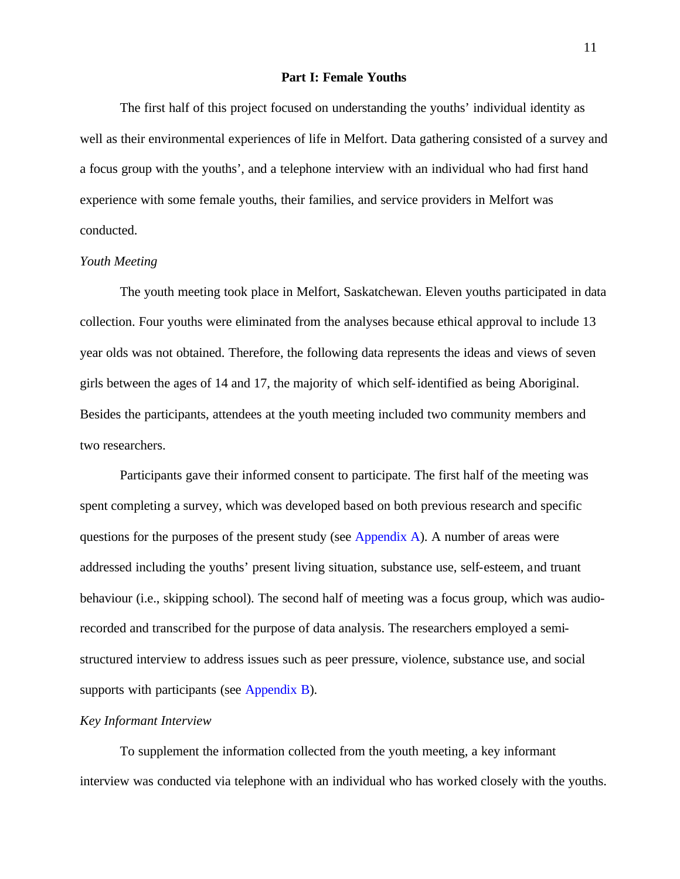## Part I: Female Youths

The first half of this project focused on understanding the youths' individual identity as well as their environmental experiences of life in Melfort. Data gathering consisted of a survey and a focus group with the youths', and a telephone interview with an individual who had first hand experience with some female youths, their families, and service providers in Melfort was conducted.

### *Youth Meeting*

The youth meeting took place in Melfort, Saskatchewan. Eleven youths participated in data collection. Four youths were eliminated from the analyses because ethical approval to include 13 year olds was not obtained. Therefore, the following data represents the ideas and views of seven girls between the ages of 14 and 17, the majority of which self-identified as being Aboriginal. Besides the participants, attendees at the youth meeting included two community members and two researchers.

Participants gave their informed consent to participate. The first half of the meeting was spent completing a survey, which was developed based on both previous research and specific questions for the purposes of the present study (see Appendix A). A number of areas were addressed including the youths' present living situation, substance use, self-esteem, and truant behaviour (i.e., skipping school). The second half of meeting was a focus group, which was audio-recorded and transcribed for the purpose of data analysis. The researchers employed a semi-structured interview to address issues such as peer pressure, violence, substance use, and social supports with participants (see Appendix B).

### *Key Informant Interview*

To supplement the information collected from the youth meeting, a key informant interview was conducted via telephone with an individual who has worked closely with the youths.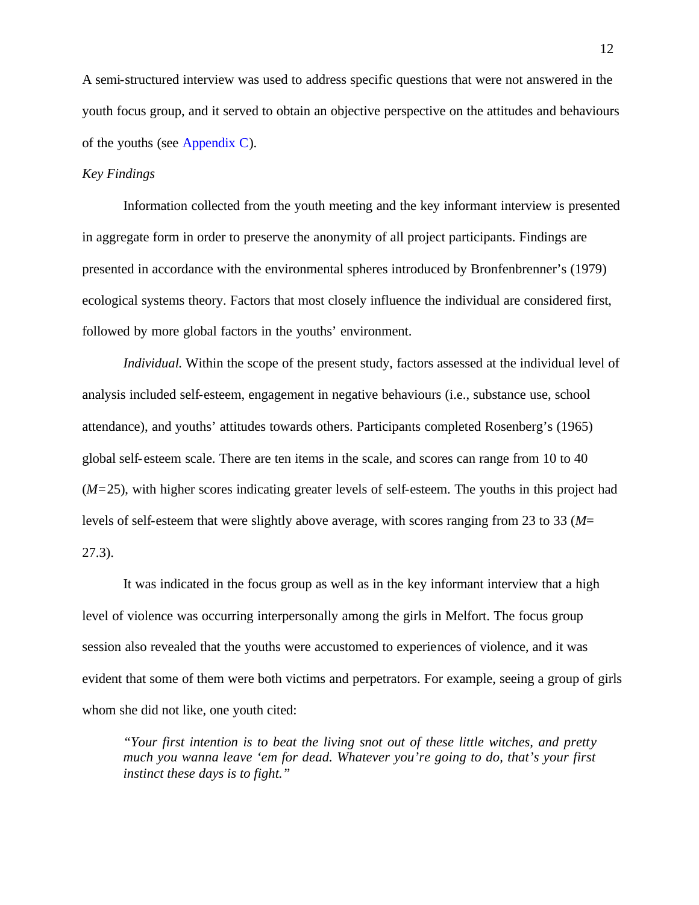A semi-structured interview was used to address specific questions that were not answered in the youth focus group, and it served to obtain an objective perspective on the attitudes and behaviours of the youths (see Appendix C).

*Key Findings*

Information collected from the youth meeting and the key informant interview is presented in aggregate form in order to preserve the anonymity of all project participants. Findings are presented in accordance with the environmental spheres introduced by Bronfenbrenner's (1979) ecological systems theory. Factors that most closely influence the individual are considered first, followed by more global factors in the youths' environment.

*Individual.* Within the scope of the present study, factors assessed at the individual level of analysis included self-esteem, engagement in negative behaviours (i.e., substance use, school attendance), and youths' attitudes towards others. Participants completed Rosenberg's (1965) global self-esteem scale. There are ten items in the scale, and scores can range from 10 to 40 ($M=25$), with higher scores indicating greater levels of self-esteem. The youths in this project had levels of self-esteem that were slightly above average, with scores ranging from 23 to 33 ($M=27.3$).

It was indicated in the focus group as well as in the key informant interview that a high level of violence was occurring interpersonally among the girls in Melfort. The focus group session also revealed that the youths were accustomed to experiences of violence, and it was evident that some of them were both victims and perpetrators. For example, seeing a group of girls whom she did not like, one youth cited:

> *"Your first intention is to beat the living snot out of these little witches, and pretty much you wanna leave 'em for dead. Whatever you're going to do, that's your first instinct these days is to fight."*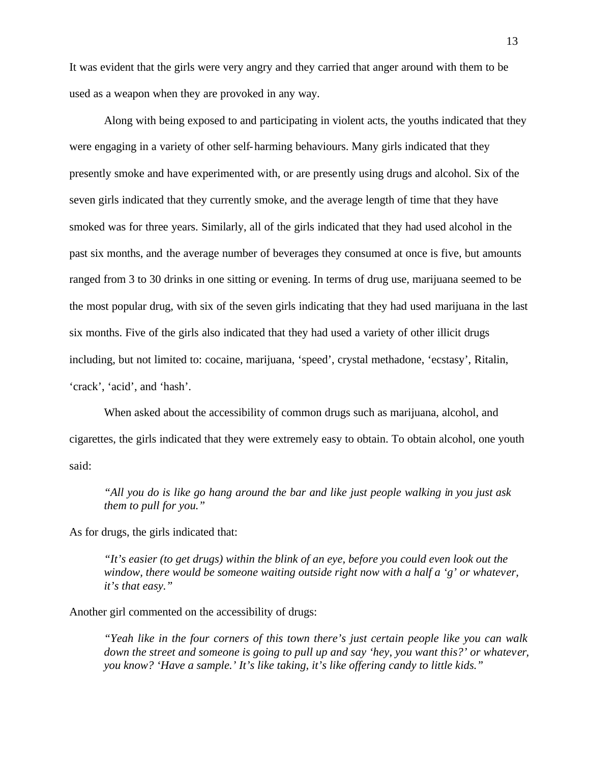It was evident that the girls were very angry and they carried that anger around with them to be used as a weapon when they are provoked in any way.

Along with being exposed to and participating in violent acts, the youths indicated that they were engaging in a variety of other self-harming behaviours. Many girls indicated that they presently smoke and have experimented with, or are presently using drugs and alcohol. Six of the seven girls indicated that they currently smoke, and the average length of time that they have smoked was for three years. Similarly, all of the girls indicated that they had used alcohol in the past six months, and the average number of beverages they consumed at once is five, but amounts ranged from 3 to 30 drinks in one sitting or evening. In terms of drug use, marijuana seemed to be the most popular drug, with six of the seven girls indicating that they had used marijuana in the last six months. Five of the girls also indicated that they had used a variety of other illicit drugs including, but not limited to: cocaine, marijuana, 'speed', crystal methadone, 'ecstasy', Ritalin, 'crack', 'acid', and 'hash'.

When asked about the accessibility of common drugs such as marijuana, alcohol, and cigarettes, the girls indicated that they were extremely easy to obtain. To obtain alcohol, one youth said:

> *"All you do is like go hang around the bar and like just people walking in you just ask them to pull for you."*

As for drugs, the girls indicated that:

> *"It's easier (to get drugs) within the blink of an eye, before you could even look out the window, there would be someone waiting outside right now with a half a 'g' or whatever, it's that easy."*

Another girl commented on the accessibility of drugs:

> *"Yeah like in the four corners of this town there's just certain people like you can walk down the street and someone is going to pull up and say 'hey, you want this?' or whatever, you know? 'Have a sample.' It's like taking, it's like offering candy to little kids."*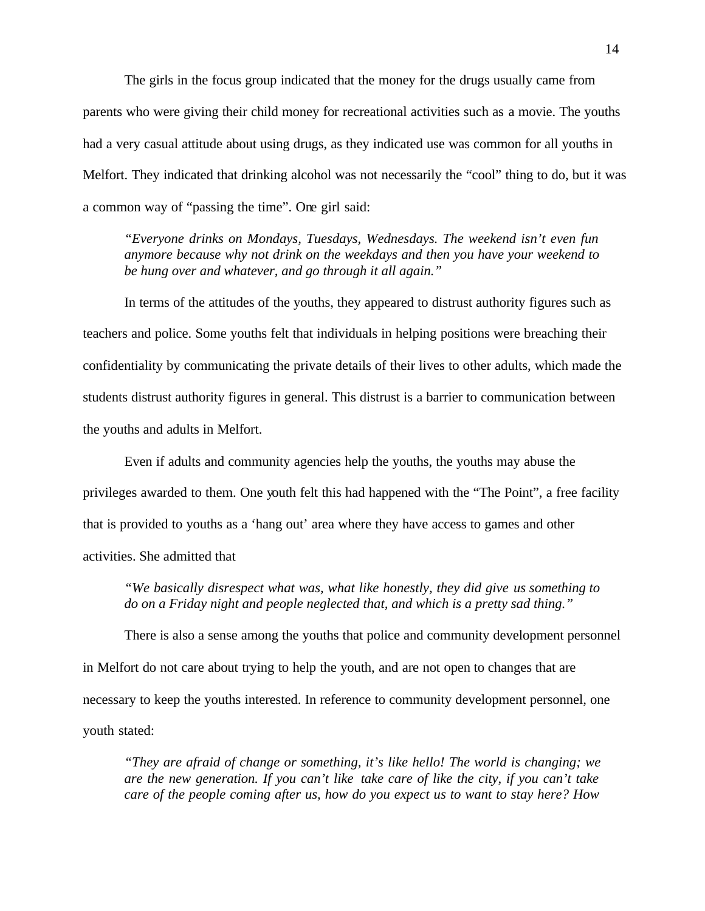The girls in the focus group indicated that the money for the drugs usually came from parents who were giving their child money for recreational activities such as a movie. The youths had a very casual attitude about using drugs, as they indicated use was common for all youths in Melfort. They indicated that drinking alcohol was not necessarily the "cool" thing to do, but it was a common way of "passing the time". One girl said:

> *"Everyone drinks on Mondays, Tuesdays, Wednesdays. The weekend isn't even fun anymore because why not drink on the weekdays and then you have your weekend to be hung over and whatever, and go through it all again."*

In terms of the attitudes of the youths, they appeared to distrust authority figures such as teachers and police. Some youths felt that individuals in helping positions were breaching their confidentiality by communicating the private details of their lives to other adults, which made the students distrust authority figures in general. This distrust is a barrier to communication between the youths and adults in Melfort.

Even if adults and community agencies help the youths, the youths may abuse the privileges awarded to them. One youth felt this had happened with the "The Point", a free facility that is provided to youths as a 'hang out' area where they have access to games and other activities. She admitted that

> *"We basically disrespect what was, what like honestly, they did give us something to do on a Friday night and people neglected that, and which is a pretty sad thing."*

There is also a sense among the youths that police and community development personnel in Melfort do not care about trying to help the youth, and are not open to changes that are necessary to keep the youths interested. In reference to community development personnel, one youth stated:

> *"They are afraid of change or something, it's like hello! The world is changing; we are the new generation. If you can't like take care of like the city, if you can't take care of the people coming after us, how do you expect us to want to stay here? How*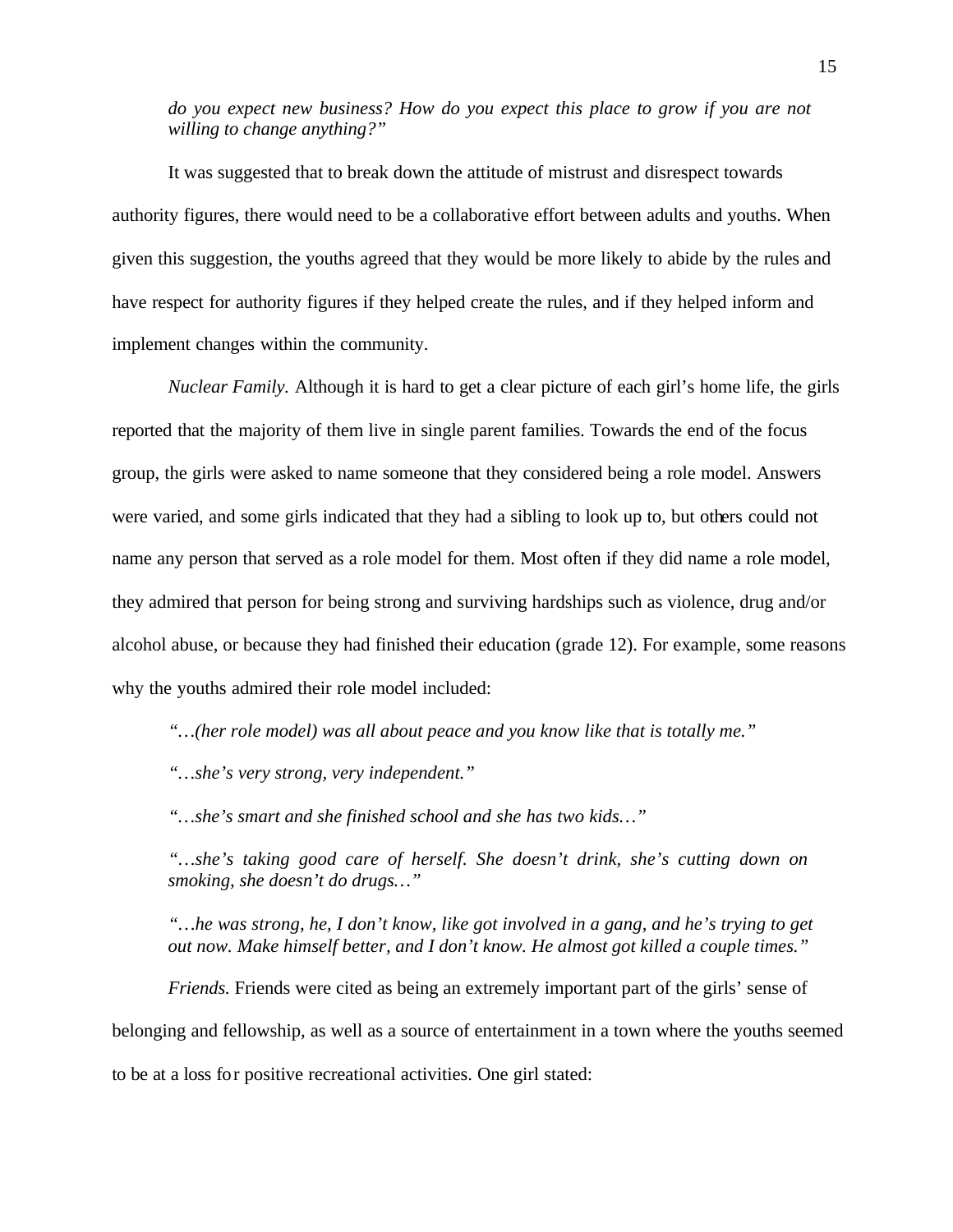*do you expect new business? How do you expect this place to grow if you are not willing to change anything?"*

It was suggested that to break down the attitude of mistrust and disrespect towards authority figures, there would need to be a collaborative effort between adults and youths. When given this suggestion, the youths agreed that they would be more likely to abide by the rules and have respect for authority figures if they helped create the rules, and if they helped inform and implement changes within the community.

*Nuclear Family.* Although it is hard to get a clear picture of each girl's home life, the girls reported that the majority of them live in single parent families. Towards the end of the focus group, the girls were asked to name someone that they considered being a role model. Answers were varied, and some girls indicated that they had a sibling to look up to, but others could not name any person that served as a role model for them. Most often if they did name a role model, they admired that person for being strong and surviving hardships such as violence, drug and/or alcohol abuse, or because they had finished their education (grade 12). For example, some reasons why the youths admired their role model included:

*"…(her role model) was all about peace and you know like that is totally me."*

*"…she's very strong, very independent."*

*"…she's smart and she finished school and she has two kids…"*

*"…she's taking good care of herself. She doesn't drink, she's cutting down on smoking, she doesn't do drugs…"*

*"…he was strong, he, I don't know, like got involved in a gang, and he's trying to get out now. Make himself better, and I don't know. He almost got killed a couple times."*

*Friends.* Friends were cited as being an extremely important part of the girls' sense of belonging and fellowship, as well as a source of entertainment in a town where the youths seemed to be at a loss for positive recreational activities. One girl stated: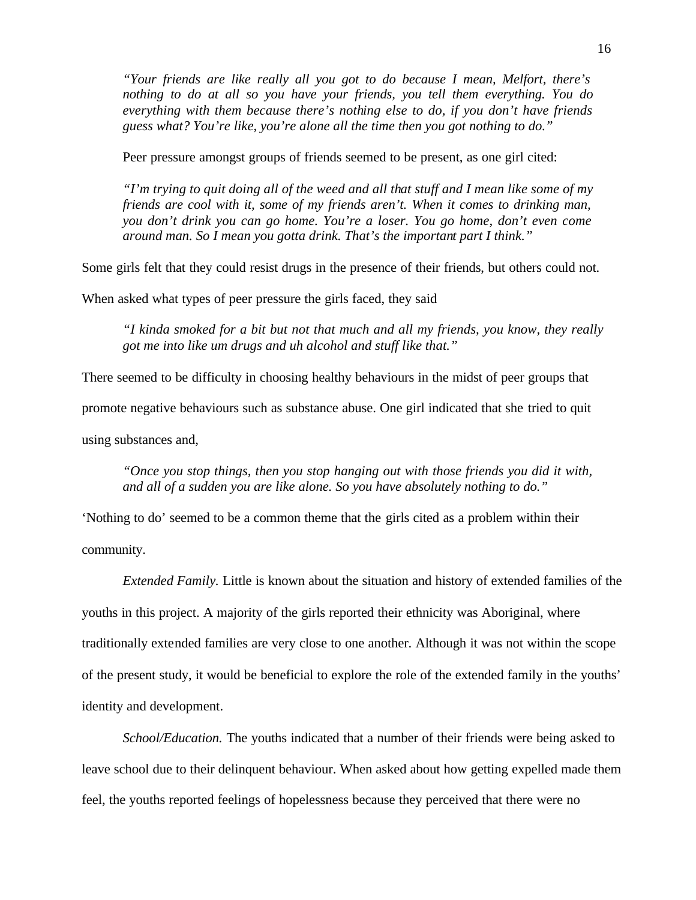*"Your friends are like really all you got to do because I mean, Melfort, there's nothing to do at all so you have your friends, you tell them everything. You do everything with them because there's nothing else to do, if you don't have friends guess what? You're like, you're alone all the time then you got nothing to do."*

Peer pressure amongst groups of friends seemed to be present, as one girl cited:

*"I'm trying to quit doing all of the weed and all that stuff and I mean like some of my friends are cool with it, some of my friends aren't. When it comes to drinking man, you don't drink you can go home. You're a loser. You go home, don't even come around man. So I mean you gotta drink. That's the important part I think."*

Some girls felt that they could resist drugs in the presence of their friends, but others could not. When asked what types of peer pressure the girls faced, they said

*"I kinda smoked for a bit but not that much and all my friends, you know, they really got me into like um drugs and uh alcohol and stuff like that."*

There seemed to be difficulty in choosing healthy behaviours in the midst of peer groups that promote negative behaviours such as substance abuse. One girl indicated that she tried to quit using substances and,

*"Once you stop things, then you stop hanging out with those friends you did it with, and all of a sudden you are like alone. So you have absolutely nothing to do."*

'Nothing to do' seemed to be a common theme that the girls cited as a problem within their community.

*Extended Family.* Little is known about the situation and history of extended families of the youths in this project. A majority of the girls reported their ethnicity was Aboriginal, where traditionally extended families are very close to one another. Although it was not within the scope of the present study, it would be beneficial to explore the role of the extended family in the youths' identity and development.

*School/Education.* The youths indicated that a number of their friends were being asked to leave school due to their delinquent behaviour. When asked about how getting expelled made them feel, the youths reported feelings of hopelessness because they perceived that there were no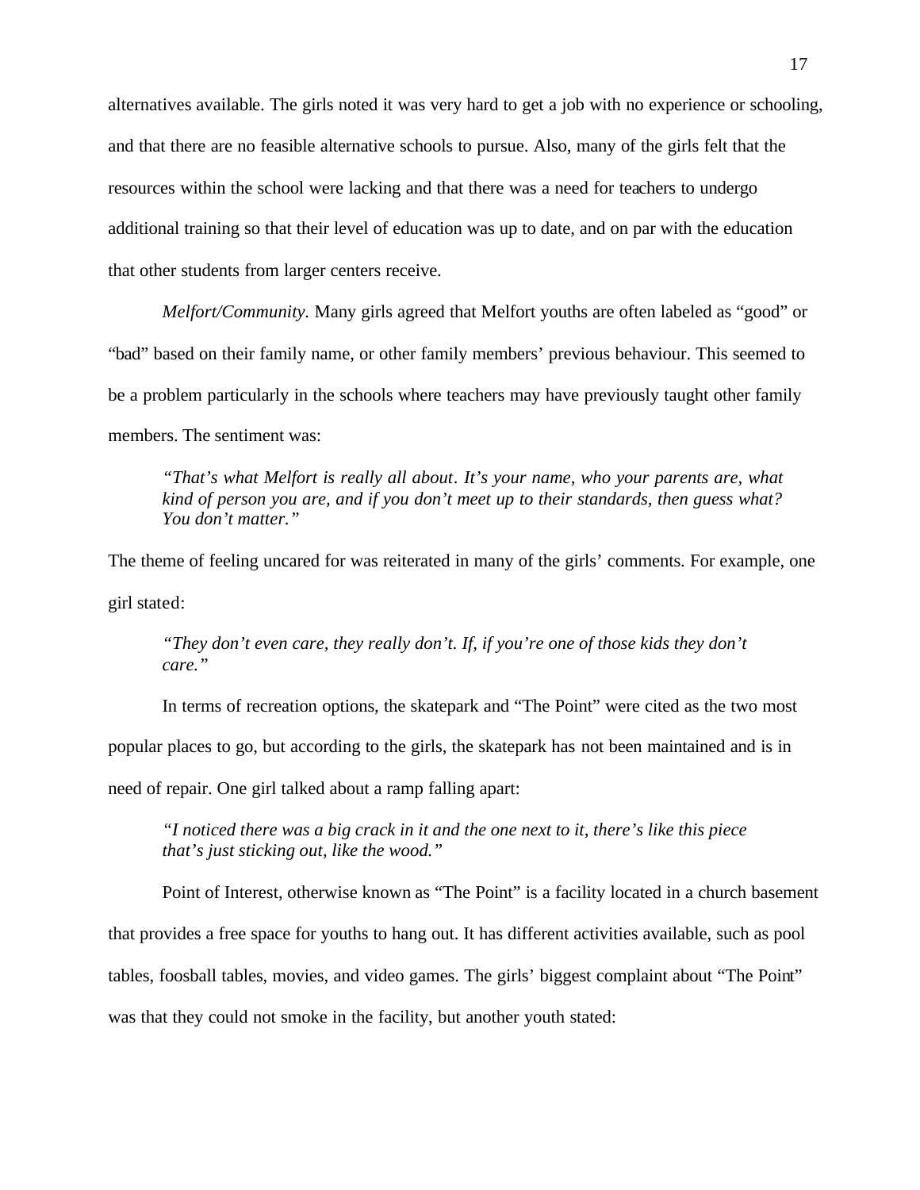alternatives available. The girls noted it was very hard to get a job with no experience or schooling, and that there are no feasible alternative schools to pursue. Also, many of the girls felt that the resources within the school were lacking and that there was a need for teachers to undergo additional training so that their level of education was up to date, and on par with the education that other students from larger centers receive.

*Melfort/Community.* Many girls agreed that Melfort youths are often labeled as "good" or "bad" based on their family name, or other family members' previous behaviour. This seemed to be a problem particularly in the schools where teachers may have previously taught other family members. The sentiment was:

> *"That's what Melfort is really all about. It's your name, who your parents are, what kind of person you are, and if you don't meet up to their standards, then guess what? You don't matter."*

The theme of feeling uncared for was reiterated in many of the girls' comments. For example, one girl stated:

> *"They don't even care, they really don't. If, if you're one of those kids they don't care."*

In terms of recreation options, the skatepark and "The Point" were cited as the two most popular places to go, but according to the girls, the skatepark has not been maintained and is in need of repair. One girl talked about a ramp falling apart:

> *"I noticed there was a big crack in it and the one next to it, there's like this piece that's just sticking out, like the wood."*

Point of Interest, otherwise known as "The Point" is a facility located in a church basement that provides a free space for youths to hang out. It has different activities available, such as pool tables, foosball tables, movies, and video games. The girls' biggest complaint about "The Point" was that they could not smoke in the facility, but another youth stated: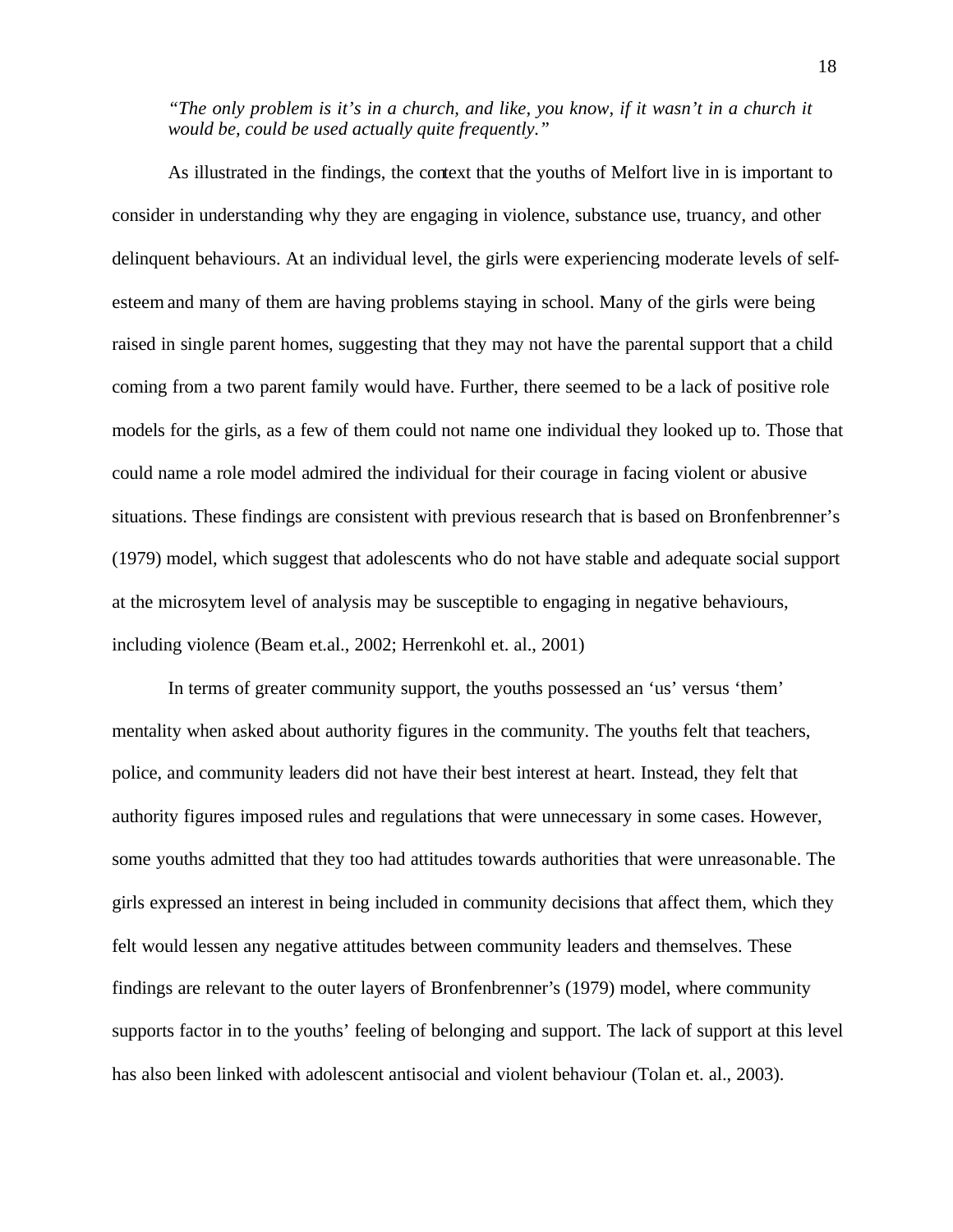*"The only problem is it's in a church, and like, you know, if it wasn't in a church it would be, could be used actually quite frequently."*

As illustrated in the findings, the context that the youths of Melfort live in is important to consider in understanding why they are engaging in violence, substance use, truancy, and other delinquent behaviours. At an individual level, the girls were experiencing moderate levels of self-esteem and many of them are having problems staying in school. Many of the girls were being raised in single parent homes, suggesting that they may not have the parental support that a child coming from a two parent family would have. Further, there seemed to be a lack of positive role models for the girls, as a few of them could not name one individual they looked up to. Those that could name a role model admired the individual for their courage in facing violent or abusive situations. These findings are consistent with previous research that is based on Bronfenbrenner's (1979) model, which suggest that adolescents who do not have stable and adequate social support at the microsytem level of analysis may be susceptible to engaging in negative behaviours, including violence (Beam et.al., 2002; Herrenkohl et. al., 2001)

In terms of greater community support, the youths possessed an 'us' versus 'them' mentality when asked about authority figures in the community. The youths felt that teachers, police, and community leaders did not have their best interest at heart. Instead, they felt that authority figures imposed rules and regulations that were unnecessary in some cases. However, some youths admitted that they too had attitudes towards authorities that were unreasonable. The girls expressed an interest in being included in community decisions that affect them, which they felt would lessen any negative attitudes between community leaders and themselves. These findings are relevant to the outer layers of Bronfenbrenner's (1979) model, where community supports factor in to the youths' feeling of belonging and support. The lack of support at this level has also been linked with adolescent antisocial and violent behaviour (Tolan et. al., 2003).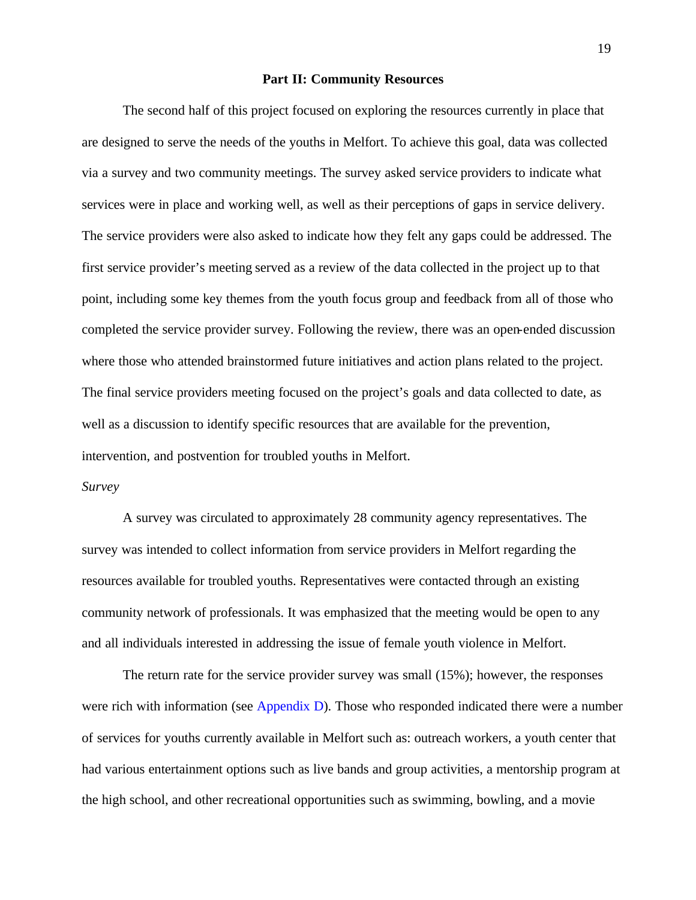## Part II: Community Resources

The second half of this project focused on exploring the resources currently in place that are designed to serve the needs of the youths in Melfort. To achieve this goal, data was collected via a survey and two community meetings. The survey asked service providers to indicate what services were in place and working well, as well as their perceptions of gaps in service delivery. The service providers were also asked to indicate how they felt any gaps could be addressed. The first service provider's meeting served as a review of the data collected in the project up to that point, including some key themes from the youth focus group and feedback from all of those who completed the service provider survey. Following the review, there was an open-ended discussion where those who attended brainstormed future initiatives and action plans related to the project. The final service providers meeting focused on the project's goals and data collected to date, as well as a discussion to identify specific resources that are available for the prevention, intervention, and postvention for troubled youths in Melfort.

### *Survey*

A survey was circulated to approximately 28 community agency representatives. The survey was intended to collect information from service providers in Melfort regarding the resources available for troubled youths. Representatives were contacted through an existing community network of professionals. It was emphasized that the meeting would be open to any and all individuals interested in addressing the issue of female youth violence in Melfort.

The return rate for the service provider survey was small (15%); however, the responses were rich with information (see Appendix D). Those who responded indicated there were a number of services for youths currently available in Melfort such as: outreach workers, a youth center that had various entertainment options such as live bands and group activities, a mentorship program at the high school, and other recreational opportunities such as swimming, bowling, and a movie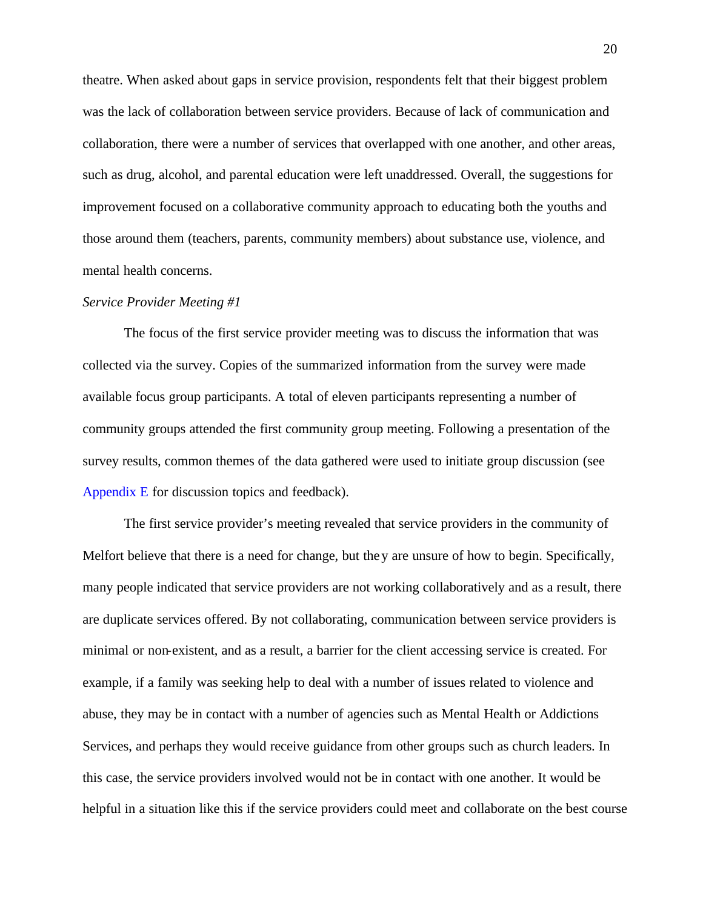theatre. When asked about gaps in service provision, respondents felt that their biggest problem was the lack of collaboration between service providers. Because of lack of communication and collaboration, there were a number of services that overlapped with one another, and other areas, such as drug, alcohol, and parental education were left unaddressed. Overall, the suggestions for improvement focused on a collaborative community approach to educating both the youths and those around them (teachers, parents, community members) about substance use, violence, and mental health concerns.

*Service Provider Meeting #1*

The focus of the first service provider meeting was to discuss the information that was collected via the survey. Copies of the summarized information from the survey were made available focus group participants. A total of eleven participants representing a number of community groups attended the first community group meeting. Following a presentation of the survey results, common themes of the data gathered were used to initiate group discussion (see Appendix E for discussion topics and feedback).

The first service provider's meeting revealed that service providers in the community of Melfort believe that there is a need for change, but they are unsure of how to begin. Specifically, many people indicated that service providers are not working collaboratively and as a result, there are duplicate services offered. By not collaborating, communication between service providers is minimal or non-existent, and as a result, a barrier for the client accessing service is created. For example, if a family was seeking help to deal with a number of issues related to violence and abuse, they may be in contact with a number of agencies such as Mental Health or Addictions Services, and perhaps they would receive guidance from other groups such as church leaders. In this case, the service providers involved would not be in contact with one another. It would be helpful in a situation like this if the service providers could meet and collaborate on the best course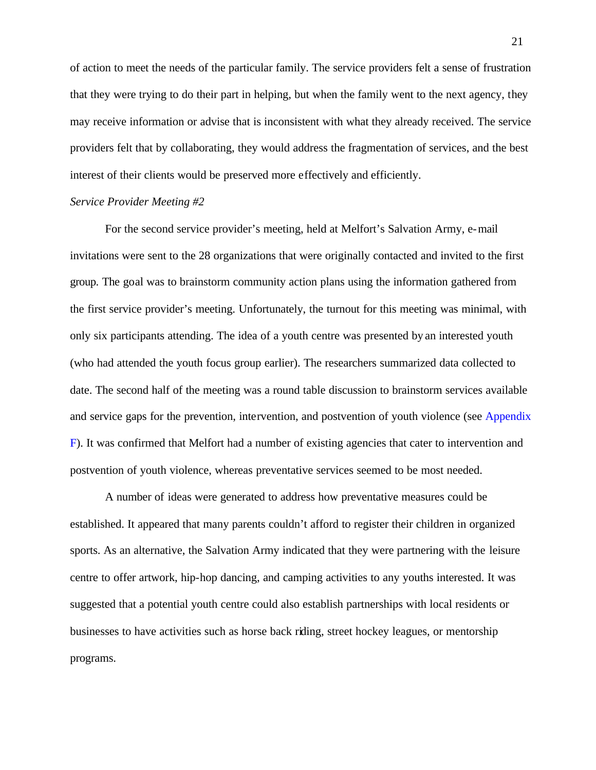of action to meet the needs of the particular family. The service providers felt a sense of frustration that they were trying to do their part in helping, but when the family went to the next agency, they may receive information or advise that is inconsistent with what they already received. The service providers felt that by collaborating, they would address the fragmentation of services, and the best interest of their clients would be preserved more effectively and efficiently.

*Service Provider Meeting #2*

For the second service provider's meeting, held at Melfort's Salvation Army, e-mail invitations were sent to the 28 organizations that were originally contacted and invited to the first group. The goal was to brainstorm community action plans using the information gathered from the first service provider's meeting. Unfortunately, the turnout for this meeting was minimal, with only six participants attending. The idea of a youth centre was presented by an interested youth (who had attended the youth focus group earlier). The researchers summarized data collected to date. The second half of the meeting was a round table discussion to brainstorm services available and service gaps for the prevention, intervention, and postvention of youth violence (see Appendix F). It was confirmed that Melfort had a number of existing agencies that cater to intervention and postvention of youth violence, whereas preventative services seemed to be most needed.

A number of ideas were generated to address how preventative measures could be established. It appeared that many parents couldn't afford to register their children in organized sports. As an alternative, the Salvation Army indicated that they were partnering with the leisure centre to offer artwork, hip-hop dancing, and camping activities to any youths interested. It was suggested that a potential youth centre could also establish partnerships with local residents or businesses to have activities such as horse back riding, street hockey leagues, or mentorship programs.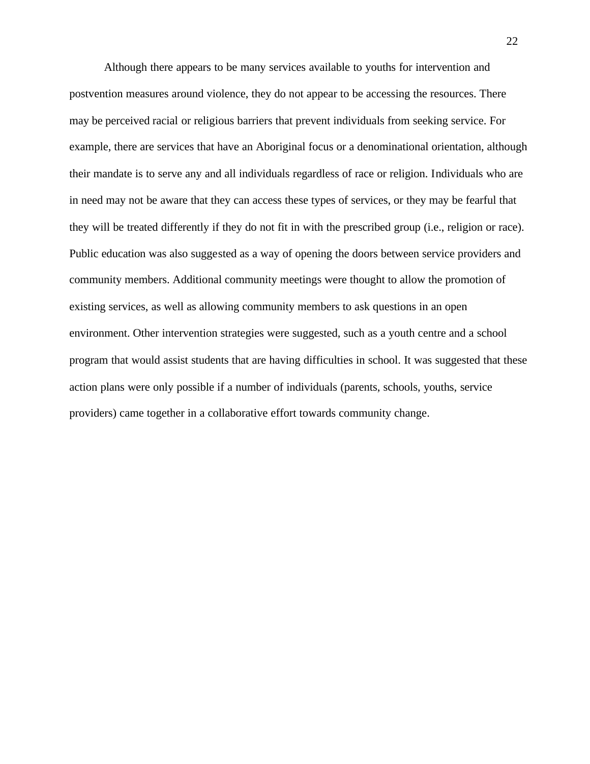Although there appears to be many services available to youths for intervention and postvention measures around violence, they do not appear to be accessing the resources. There may be perceived racial or religious barriers that prevent individuals from seeking service. For example, there are services that have an Aboriginal focus or a denominational orientation, although their mandate is to serve any and all individuals regardless of race or religion. Individuals who are in need may not be aware that they can access these types of services, or they may be fearful that they will be treated differently if they do not fit in with the prescribed group (i.e., religion or race). Public education was also suggested as a way of opening the doors between service providers and community members. Additional community meetings were thought to allow the promotion of existing services, as well as allowing community members to ask questions in an open environment. Other intervention strategies were suggested, such as a youth centre and a school program that would assist students that are having difficulties in school. It was suggested that these action plans were only possible if a number of individuals (parents, schools, youths, service providers) came together in a collaborative effort towards community change.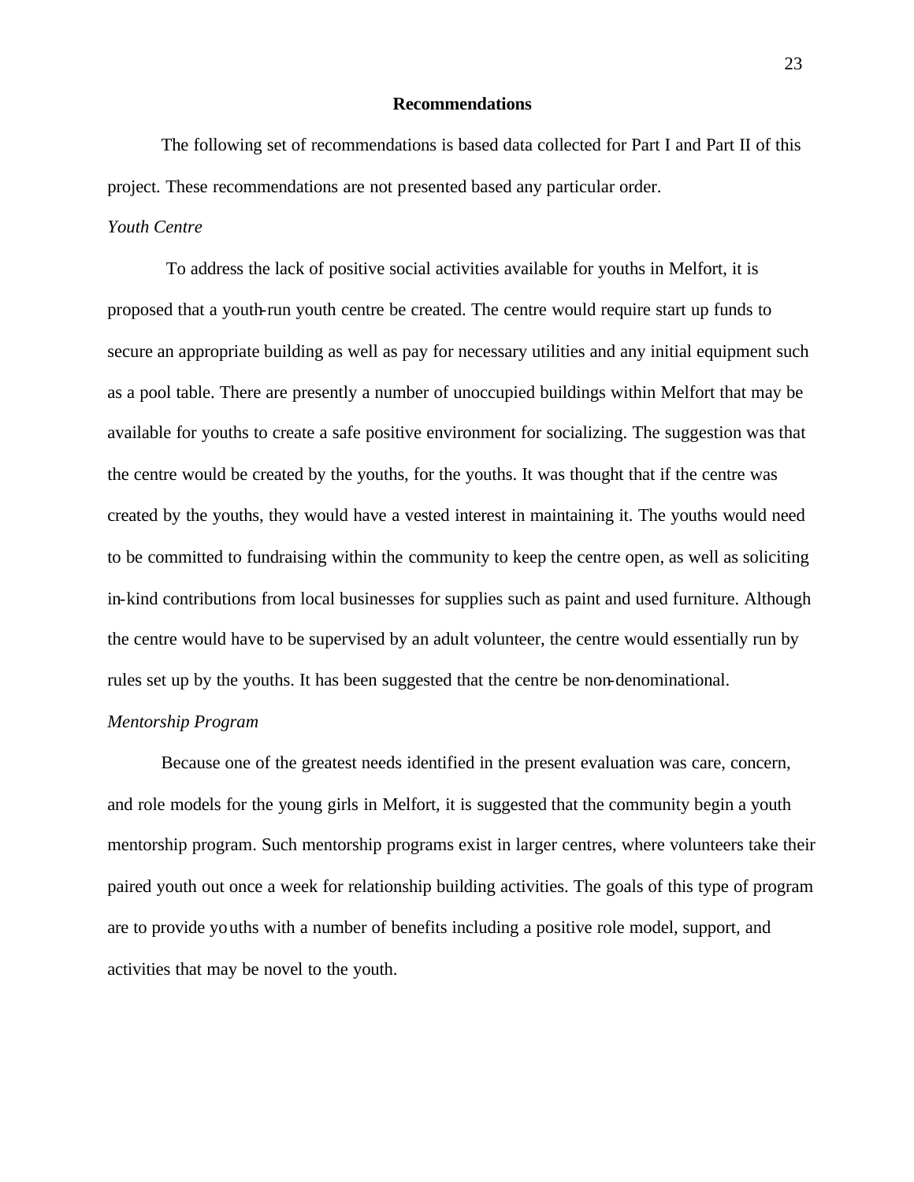## Recommendations

The following set of recommendations is based data collected for Part I and Part II of this project. These recommendations are not presented based any particular order.

### *Youth Centre*

To address the lack of positive social activities available for youths in Melfort, it is proposed that a youth-run youth centre be created. The centre would require start up funds to secure an appropriate building as well as pay for necessary utilities and any initial equipment such as a pool table. There are presently a number of unoccupied buildings within Melfort that may be available for youths to create a safe positive environment for socializing. The suggestion was that the centre would be created by the youths, for the youths. It was thought that if the centre was created by the youths, they would have a vested interest in maintaining it. The youths would need to be committed to fundraising within the community to keep the centre open, as well as soliciting in-kind contributions from local businesses for supplies such as paint and used furniture. Although the centre would have to be supervised by an adult volunteer, the centre would essentially run by rules set up by the youths. It has been suggested that the centre be non-denominational.

### *Mentorship Program*

Because one of the greatest needs identified in the present evaluation was care, concern, and role models for the young girls in Melfort, it is suggested that the community begin a youth mentorship program. Such mentorship programs exist in larger centres, where volunteers take their paired youth out once a week for relationship building activities. The goals of this type of program are to provide youths with a number of benefits including a positive role model, support, and activities that may be novel to the youth.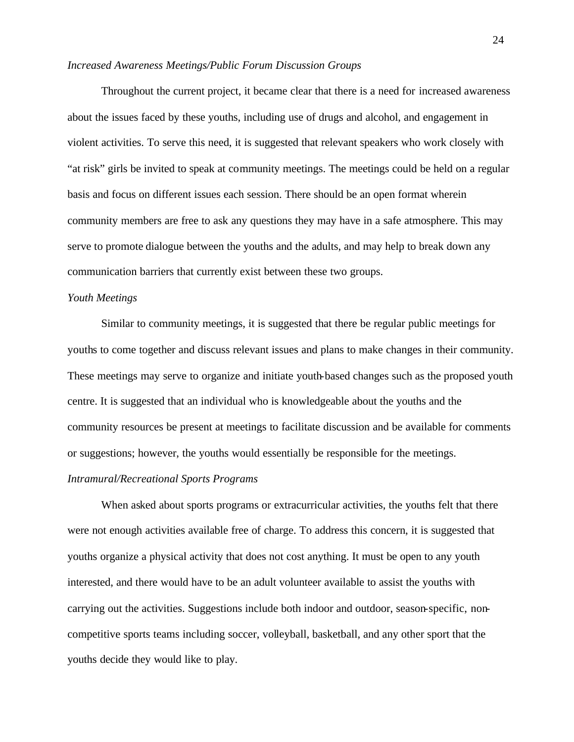*Increased Awareness Meetings/Public Forum Discussion Groups*

Throughout the current project, it became clear that there is a need for increased awareness about the issues faced by these youths, including use of drugs and alcohol, and engagement in violent activities. To serve this need, it is suggested that relevant speakers who work closely with "at risk" girls be invited to speak at community meetings. The meetings could be held on a regular basis and focus on different issues each session. There should be an open format wherein community members are free to ask any questions they may have in a safe atmosphere. This may serve to promote dialogue between the youths and the adults, and may help to break down any communication barriers that currently exist between these two groups.

*Youth Meetings*

Similar to community meetings, it is suggested that there be regular public meetings for youths to come together and discuss relevant issues and plans to make changes in their community. These meetings may serve to organize and initiate youth-based changes such as the proposed youth centre. It is suggested that an individual who is knowledgeable about the youths and the community resources be present at meetings to facilitate discussion and be available for comments or suggestions; however, the youths would essentially be responsible for the meetings.

*Intramural/Recreational Sports Programs*

When asked about sports programs or extracurricular activities, the youths felt that there were not enough activities available free of charge. To address this concern, it is suggested that youths organize a physical activity that does not cost anything. It must be open to any youth interested, and there would have to be an adult volunteer available to assist the youths with carrying out the activities. Suggestions include both indoor and outdoor, season-specific, non-competitive sports teams including soccer, volleyball, basketball, and any other sport that the youths decide they would like to play.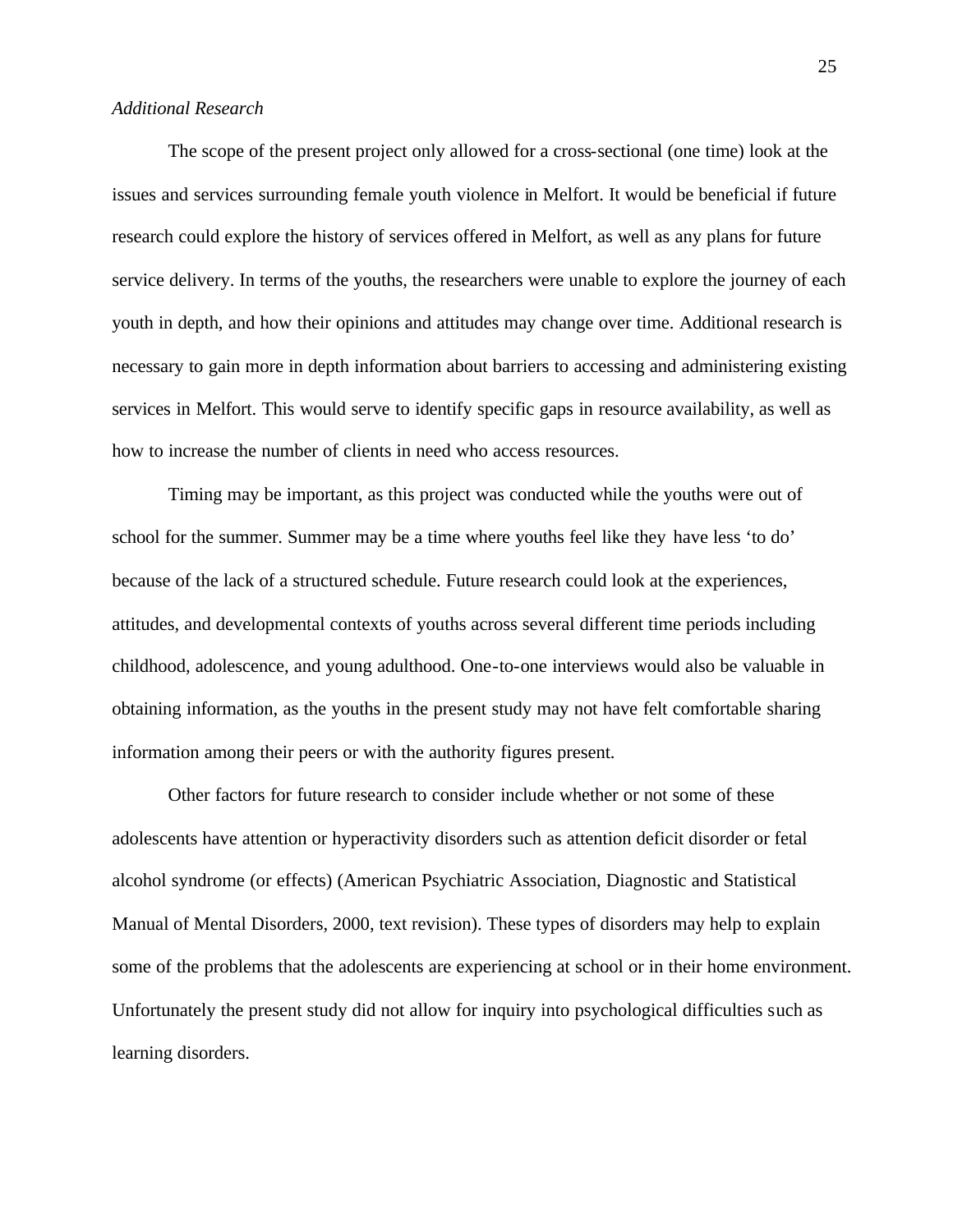*Additional Research*

The scope of the present project only allowed for a cross-sectional (one time) look at the issues and services surrounding female youth violence in Melfort. It would be beneficial if future research could explore the history of services offered in Melfort, as well as any plans for future service delivery. In terms of the youths, the researchers were unable to explore the journey of each youth in depth, and how their opinions and attitudes may change over time. Additional research is necessary to gain more in depth information about barriers to accessing and administering existing services in Melfort. This would serve to identify specific gaps in resource availability, as well as how to increase the number of clients in need who access resources.

Timing may be important, as this project was conducted while the youths were out of school for the summer. Summer may be a time where youths feel like they have less 'to do' because of the lack of a structured schedule. Future research could look at the experiences, attitudes, and developmental contexts of youths across several different time periods including childhood, adolescence, and young adulthood. One-to-one interviews would also be valuable in obtaining information, as the youths in the present study may not have felt comfortable sharing information among their peers or with the authority figures present.

Other factors for future research to consider include whether or not some of these adolescents have attention or hyperactivity disorders such as attention deficit disorder or fetal alcohol syndrome (or effects) (American Psychiatric Association, Diagnostic and Statistical Manual of Mental Disorders, 2000, text revision). These types of disorders may help to explain some of the problems that the adolescents are experiencing at school or in their home environment. Unfortunately the present study did not allow for inquiry into psychological difficulties such as learning disorders.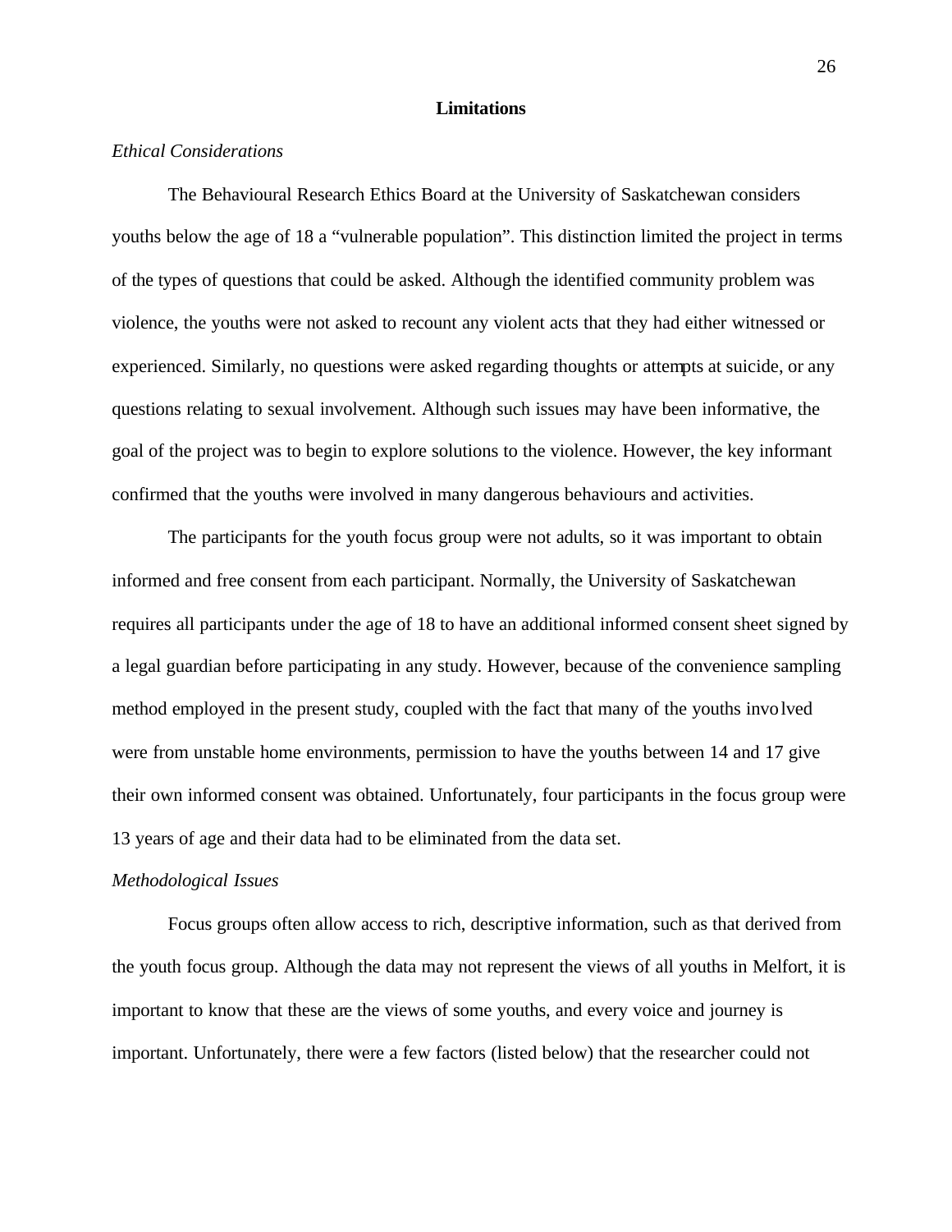## Limitations

*Ethical Considerations*

The Behavioural Research Ethics Board at the University of Saskatchewan considers youths below the age of 18 a "vulnerable population". This distinction limited the project in terms of the types of questions that could be asked. Although the identified community problem was violence, the youths were not asked to recount any violent acts that they had either witnessed or experienced. Similarly, no questions were asked regarding thoughts or attempts at suicide, or any questions relating to sexual involvement. Although such issues may have been informative, the goal of the project was to begin to explore solutions to the violence. However, the key informant confirmed that the youths were involved in many dangerous behaviours and activities.

The participants for the youth focus group were not adults, so it was important to obtain informed and free consent from each participant. Normally, the University of Saskatchewan requires all participants under the age of 18 to have an additional informed consent sheet signed by a legal guardian before participating in any study. However, because of the convenience sampling method employed in the present study, coupled with the fact that many of the youths involved were from unstable home environments, permission to have the youths between 14 and 17 give their own informed consent was obtained. Unfortunately, four participants in the focus group were 13 years of age and their data had to be eliminated from the data set.

*Methodological Issues*

Focus groups often allow access to rich, descriptive information, such as that derived from the youth focus group. Although the data may not represent the views of all youths in Melfort, it is important to know that these are the views of some youths, and every voice and journey is important. Unfortunately, there were a few factors (listed below) that the researcher could not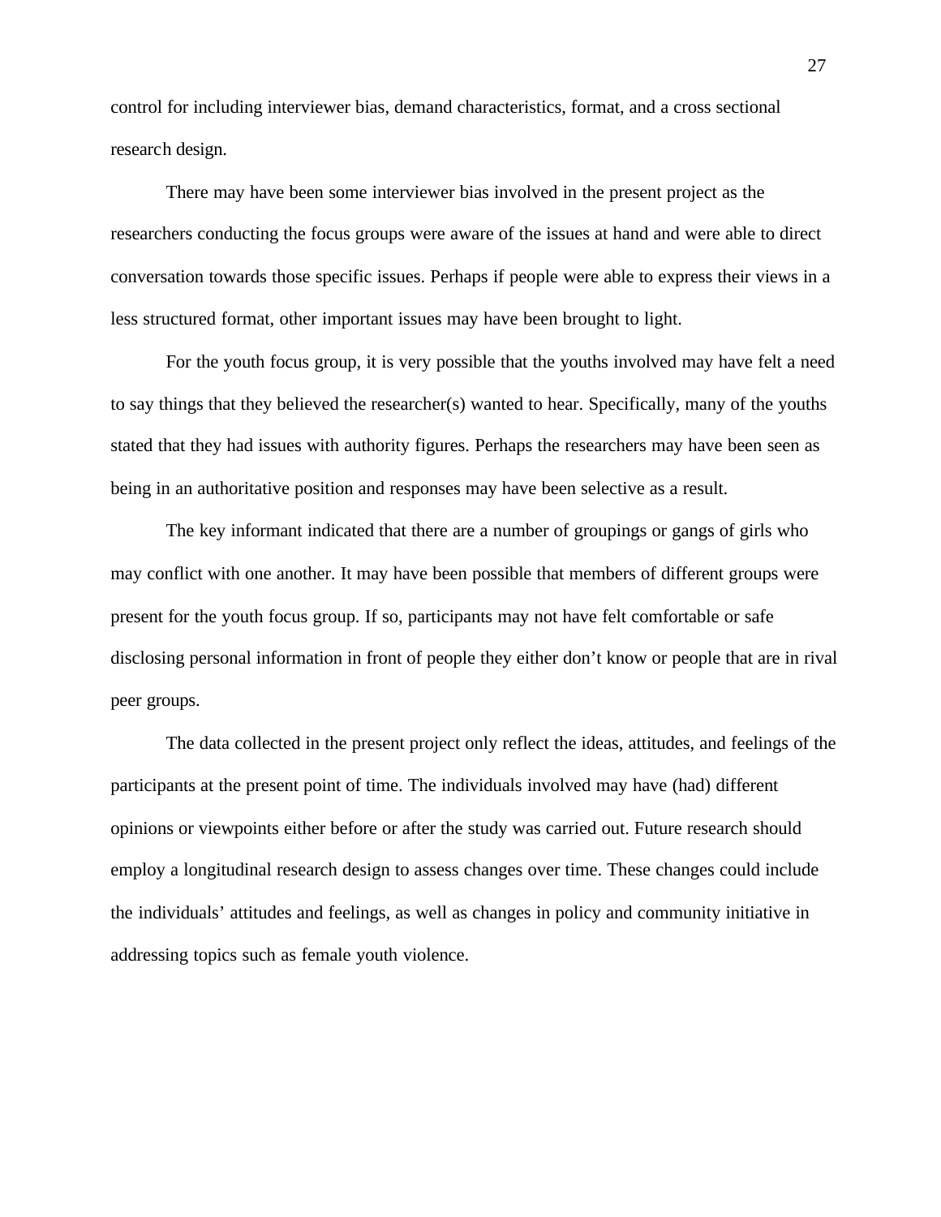control for including interviewer bias, demand characteristics, format, and a cross sectional research design.

There may have been some interviewer bias involved in the present project as the researchers conducting the focus groups were aware of the issues at hand and were able to direct conversation towards those specific issues. Perhaps if people were able to express their views in a less structured format, other important issues may have been brought to light.

For the youth focus group, it is very possible that the youths involved may have felt a need to say things that they believed the researcher(s) wanted to hear. Specifically, many of the youths stated that they had issues with authority figures. Perhaps the researchers may have been seen as being in an authoritative position and responses may have been selective as a result.

The key informant indicated that there are a number of groupings or gangs of girls who may conflict with one another. It may have been possible that members of different groups were present for the youth focus group. If so, participants may not have felt comfortable or safe disclosing personal information in front of people they either don't know or people that are in rival peer groups.

The data collected in the present project only reflect the ideas, attitudes, and feelings of the participants at the present point of time. The individuals involved may have (had) different opinions or viewpoints either before or after the study was carried out. Future research should employ a longitudinal research design to assess changes over time. These changes could include the individuals' attitudes and feelings, as well as changes in policy and community initiative in addressing topics such as female youth violence.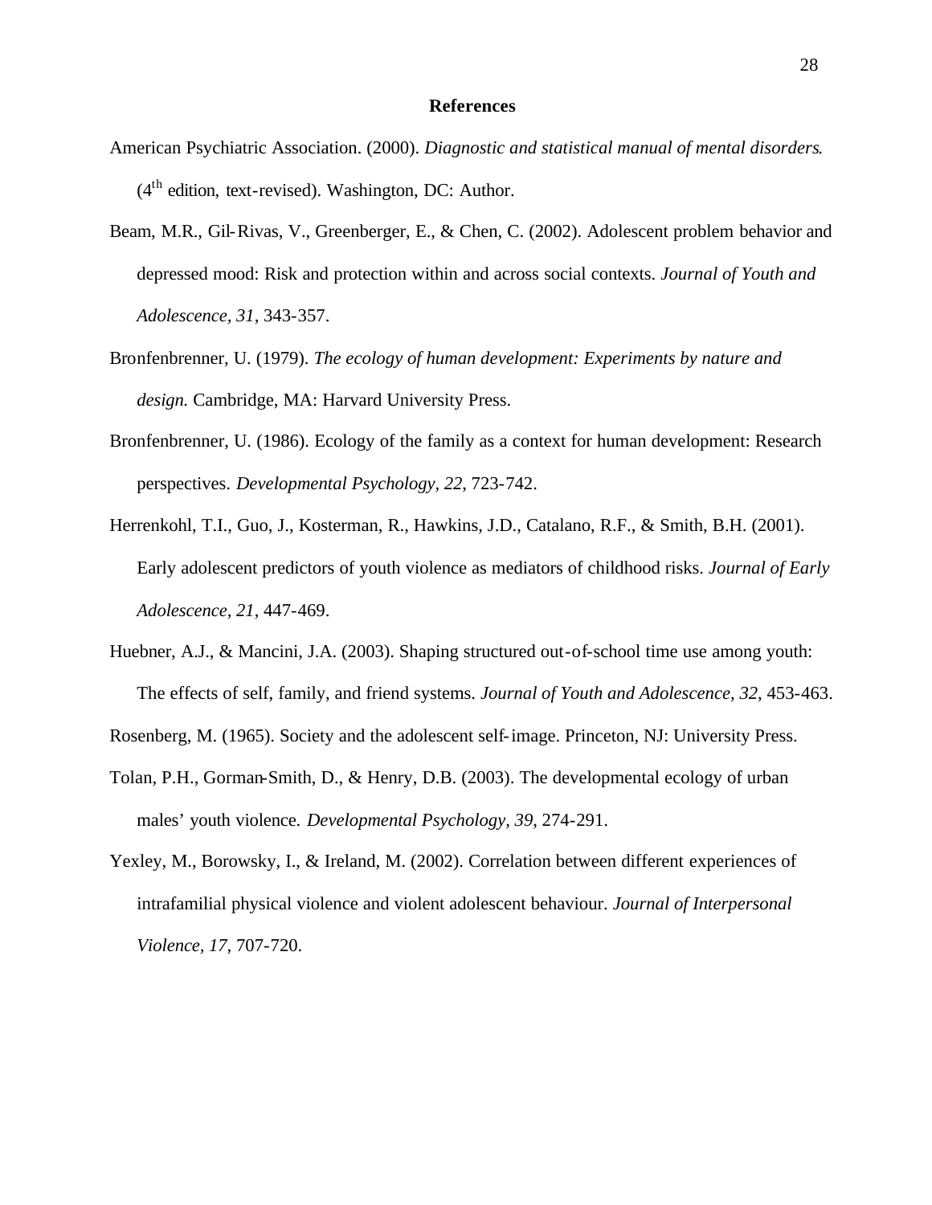# References

American Psychiatric Association. (2000). *Diagnostic and statistical manual of mental disorders*. (4th edition, text-revised). Washington, DC: Author.

Beam, M.R., Gil-Rivas, V., Greenberger, E., & Chen, C. (2002). Adolescent problem behavior and depressed mood: Risk and protection within and across social contexts. *Journal of Youth and Adolescence, 31*, 343-357.

Bronfenbrenner, U. (1979). *The ecology of human development: Experiments by nature and design.* Cambridge, MA: Harvard University Press.

Bronfenbrenner, U. (1986). Ecology of the family as a context for human development: Research perspectives. *Developmental Psychology, 22*, 723-742.

Herrenkohl, T.I., Guo, J., Kosterman, R., Hawkins, J.D., Catalano, R.F., & Smith, B.H. (2001). Early adolescent predictors of youth violence as mediators of childhood risks. *Journal of Early Adolescence, 21*, 447-469.

Huebner, A.J., & Mancini, J.A. (2003). Shaping structured out-of-school time use among youth: The effects of self, family, and friend systems. *Journal of Youth and Adolescence, 32*, 453-463.

Rosenberg, M. (1965). Society and the adolescent self-image. Princeton, NJ: University Press.

Tolan, P.H., Gorman-Smith, D., & Henry, D.B. (2003). The developmental ecology of urban males' youth violence. *Developmental Psychology, 39*, 274-291.

Yexley, M., Borowsky, I., & Ireland, M. (2002). Correlation between different experiences of intrafamilial physical violence and violent adolescent behaviour. *Journal of Interpersonal Violence, 17*, 707-720.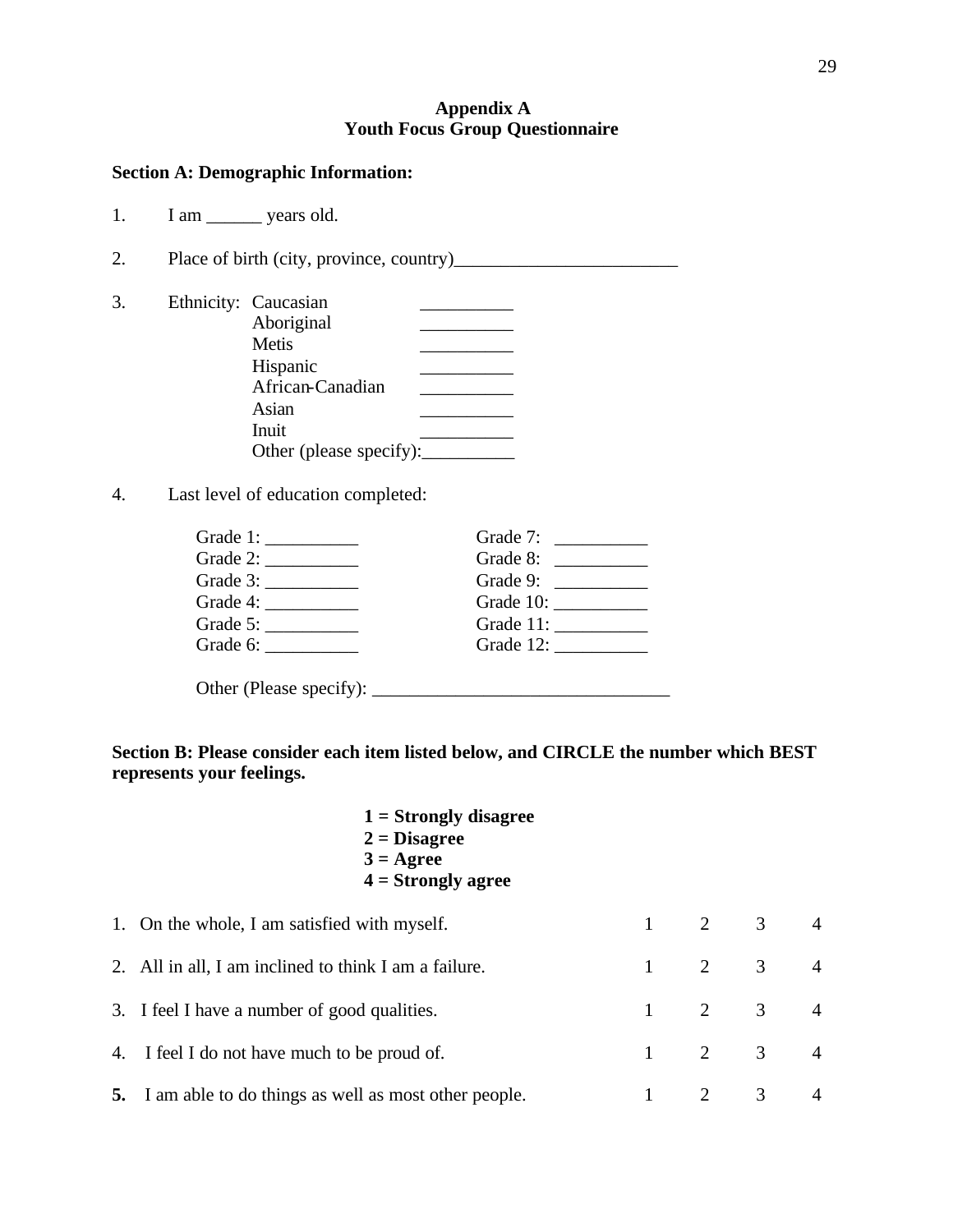## Appendix A
## Youth Focus Group Questionnaire

**Section A: Demographic Information:**

1. I am ______ years old.

2. Place of birth (city, province, country)________________________

3. Ethnicity:
   - Caucasian __________
   - Aboriginal __________
   - Metis __________
   - Hispanic __________
   - African-Canadian __________
   - Asian __________
   - Inuit __________
   - Other (please specify):__________

4. Last level of education completed:

| | |
|---|---|
| Grade 1: __________ | Grade 7: __________ |
| Grade 2: __________ | Grade 8: __________ |
| Grade 3: __________ | Grade 9: __________ |
| Grade 4: __________ | Grade 10: __________ |
| Grade 5: __________ | Grade 11: __________ |
| Grade 6: __________ | Grade 12: __________ |

Other (Please specify): _______________________________

**Section B: Please consider each item listed below, and CIRCLE the number which BEST represents your feelings.**

**1 = Strongly disagree**
**2 = Disagree**
**3 = Agree**
**4 = Strongly agree**

| | | | | |
|---|---|---|---|---|
| 1. On the whole, I am satisfied with myself. | 1 | 2 | 3 | 4 |
| 2. All in all, I am inclined to think I am a failure. | 1 | 2 | 3 | 4 |
| 3. I feel I have a number of good qualities. | 1 | 2 | 3 | 4 |
| 4. I feel I do not have much to be proud of. | 1 | 2 | 3 | 4 |
| **5.** I am able to do things as well as most other people. | 1 | 2 | 3 | 4 |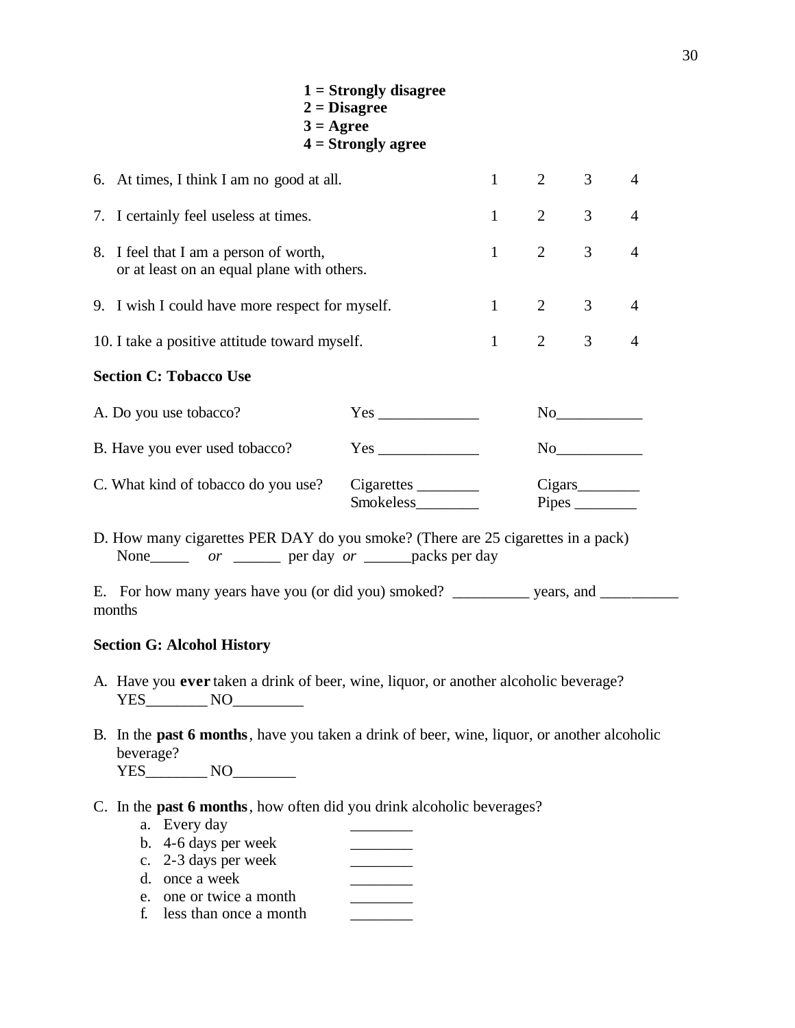**1 = Strongly disagree**
**2 = Disagree**
**3 = Agree**
**4 = Strongly agree**

| | | | | |
|---|---|---|---|---|
| 6. At times, I think I am no good at all. | 1 | 2 | 3 | 4 |
| 7. I certainly feel useless at times. | 1 | 2 | 3 | 4 |
| 8. I feel that I am a person of worth, or at least on an equal plane with others. | 1 | 2 | 3 | 4 |
| 9. I wish I could have more respect for myself. | 1 | 2 | 3 | 4 |
| 10. I take a positive attitude toward myself. | 1 | 2 | 3 | 4 |

**Section C: Tobacco Use**

A. Do you use tobacco? Yes _____________ No___________

B. Have you ever used tobacco? Yes _____________ No___________

C. What kind of tobacco do you use? Cigarettes ________ Cigars________
Smokeless________ Pipes ________

D. How many cigarettes PER DAY do you smoke? (There are 25 cigarettes in a pack)
None_____ *or* ______ per day *or* ______packs per day

E. For how many years have you (or did you) smoked? __________ years, and __________ months

**Section G: Alcohol History**

A. Have you **ever** taken a drink of beer, wine, liquor, or another alcoholic beverage?
YES________ NO_________

B. In the **past 6 months**, have you taken a drink of beer, wine, liquor, or another alcoholic beverage?
YES________ NO________

C. In the **past 6 months**, how often did you drink alcoholic beverages?
   a. Every day ________
   b. 4-6 days per week ________
   c. 2-3 days per week ________
   d. once a week ________
   e. one or twice a month ________
   f. less than once a month ________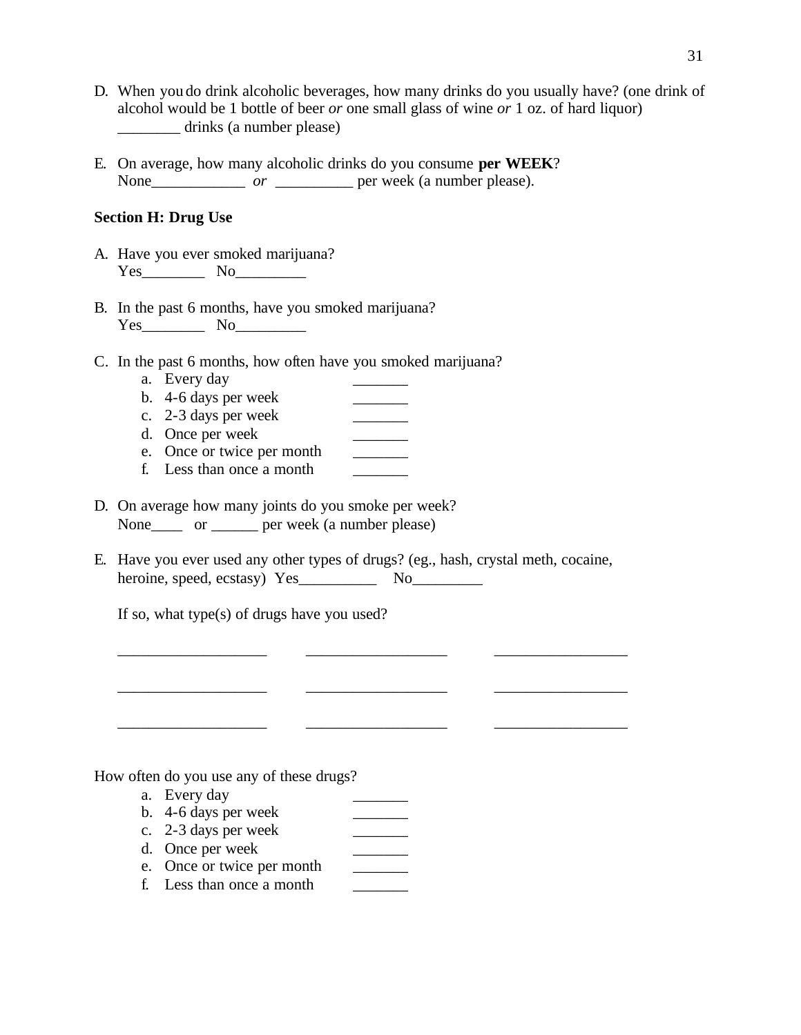D. When you do drink alcoholic beverages, how many drinks do you usually have? (one drink of alcohol would be 1 bottle of beer *or* one small glass of wine *or* 1 oz. of hard liquor)
________ drinks (a number please)

E. On average, how many alcoholic drinks do you consume **per WEEK**?
None____________ *or* __________ per week (a number please).

**Section H: Drug Use**

A. Have you ever smoked marijuana?
Yes________ No_________

B. In the past 6 months, have you smoked marijuana?
Yes________ No_________

C. In the past 6 months, how often have you smoked marijuana?
   a. Every day _______
   b. 4-6 days per week _______
   c. 2-3 days per week _______
   d. Once per week _______
   e. Once or twice per month _______
   f. Less than once a month _______

D. On average how many joints do you smoke per week?
None____ or ______ per week (a number please)

E. Have you ever used any other types of drugs? (eg., hash, crystal meth, cocaine, heroine, speed, ecstasy) Yes__________ No_________

If so, what type(s) of drugs have you used?

___________________ __________________ _________________

___________________ __________________ _________________

___________________ __________________ _________________

How often do you use any of these drugs?
   a. Every day _______
   b. 4-6 days per week _______
   c. 2-3 days per week _______
   d. Once per week _______
   e. Once or twice per month _______
   f. Less than once a month _______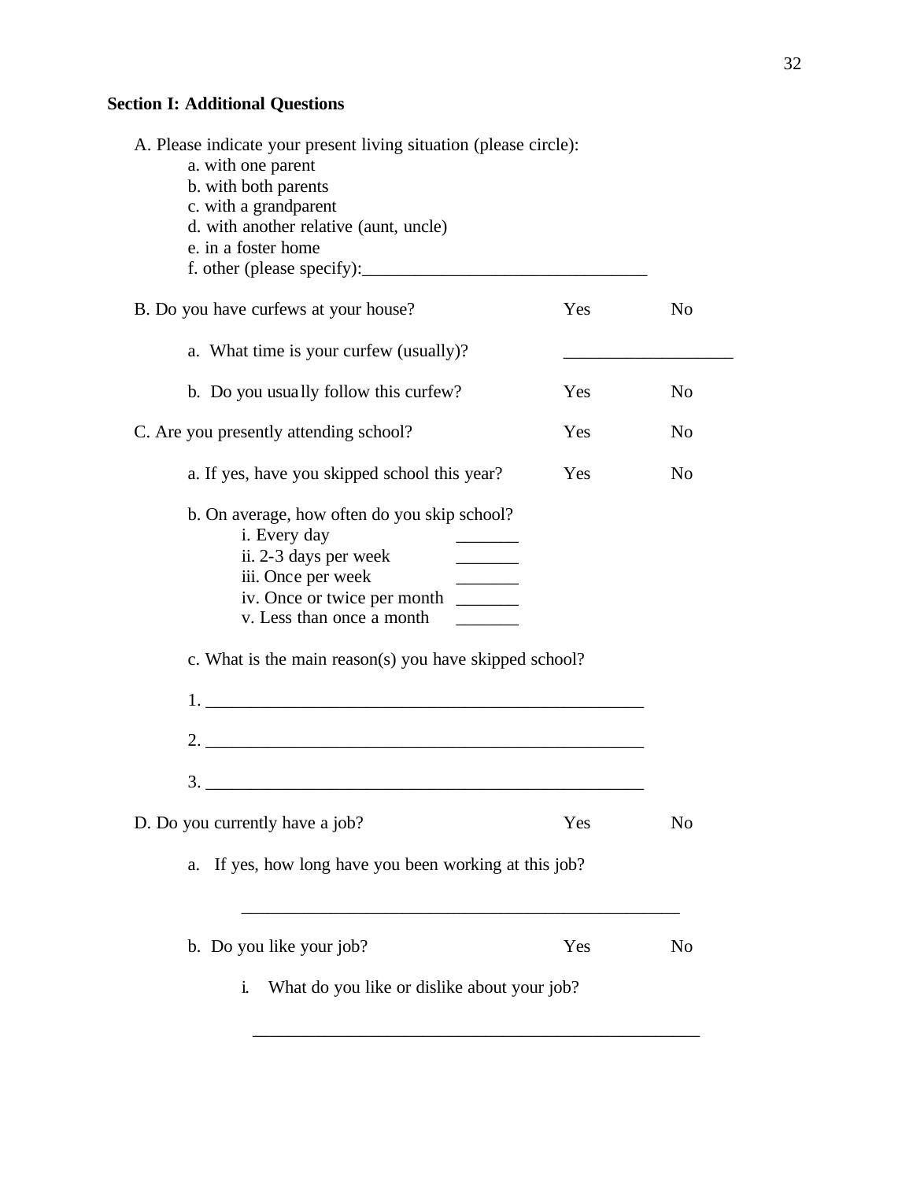**Section I: Additional Questions**

A. Please indicate your present living situation (please circle):

- a. with one parent
- b. with both parents
- c. with a grandparent
- d. with another relative (aunt, uncle)
- e. in a foster home
- f. other (please specify):________________________________

B. Do you have curfews at your house? Yes No

- a. What time is your curfew (usually)? __________________
- b. Do you usually follow this curfew? Yes No

C. Are you presently attending school? Yes No

- a. If yes, have you skipped school this year? Yes No
- b. On average, how often do you skip school?
  - i. Every day _______
  - ii. 2-3 days per week _______
  - iii. Once per week _______
  - iv. Once or twice per month _______
  - v. Less than once a month _______
- c. What is the main reason(s) you have skipped school?

  1. ________________________________________________
  2. ________________________________________________
  3. ________________________________________________

D. Do you currently have a job? Yes No

- a. If yes, how long have you been working at this job?

  ________________________________________________

- b. Do you like your job? Yes No
  - i. What do you like or dislike about your job?

    ________________________________________________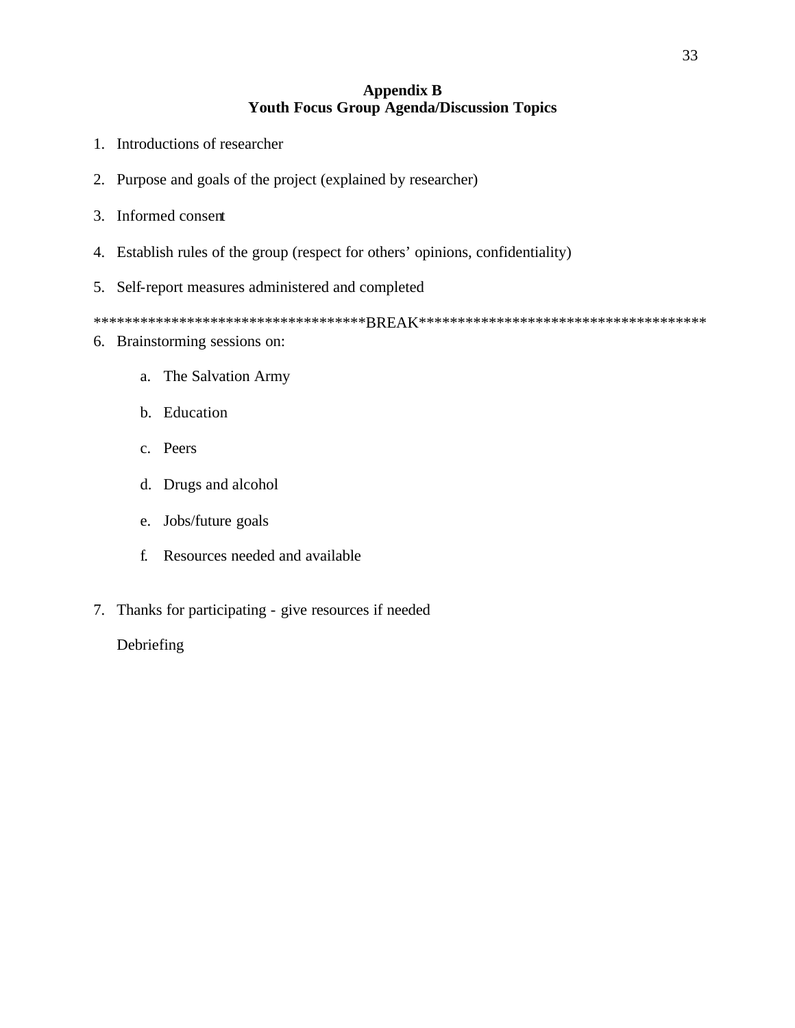## Appendix B
## Youth Focus Group Agenda/Discussion Topics

1. Introductions of researcher

2. Purpose and goals of the project (explained by researcher)

3. Informed consent

4. Establish rules of the group (respect for others' opinions, confidentiality)

5. Self-report measures administered and completed

************************************BREAK*************************************

6. Brainstorming sessions on:

    a. The Salvation Army

    b. Education

    c. Peers

    d. Drugs and alcohol

    e. Jobs/future goals

    f. Resources needed and available

7. Thanks for participating - give resources if needed

   Debriefing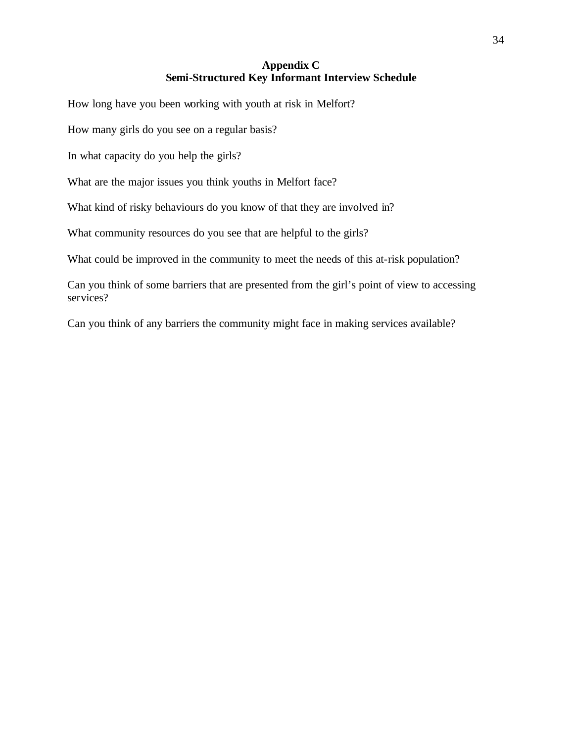## Appendix C
## Semi-Structured Key Informant Interview Schedule

How long have you been working with youth at risk in Melfort?

How many girls do you see on a regular basis?

In what capacity do you help the girls?

What are the major issues you think youths in Melfort face?

What kind of risky behaviours do you know of that they are involved in?

What community resources do you see that are helpful to the girls?

What could be improved in the community to meet the needs of this at-risk population?

Can you think of some barriers that are presented from the girl's point of view to accessing services?

Can you think of any barriers the community might face in making services available?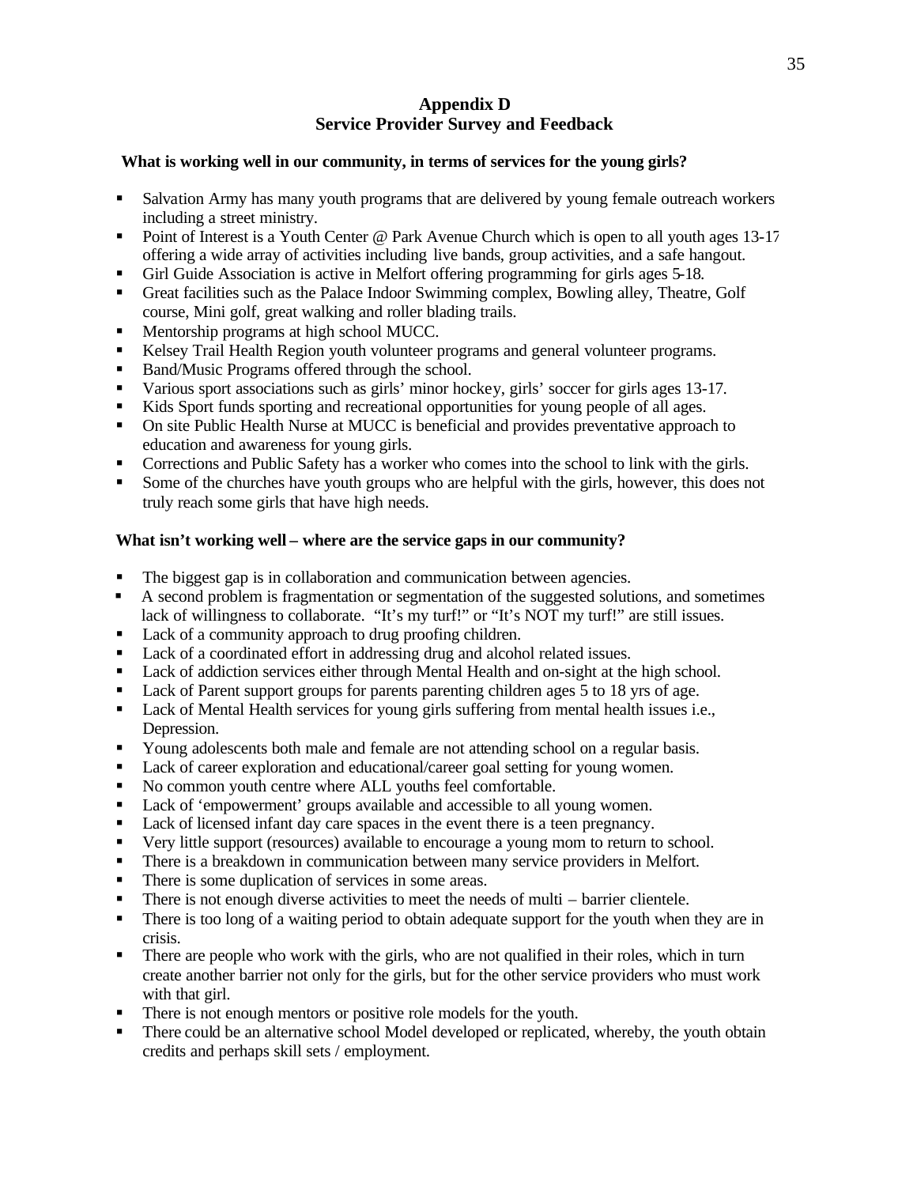# Appendix D
## Service Provider Survey and Feedback

**What is working well in our community, in terms of services for the young girls?**

- Salvation Army has many youth programs that are delivered by young female outreach workers including a street ministry.
- Point of Interest is a Youth Center @ Park Avenue Church which is open to all youth ages 13-17 offering a wide array of activities including live bands, group activities, and a safe hangout.
- Girl Guide Association is active in Melfort offering programming for girls ages 5-18.
- Great facilities such as the Palace Indoor Swimming complex, Bowling alley, Theatre, Golf course, Mini golf, great walking and roller blading trails.
- Mentorship programs at high school MUCC.
- Kelsey Trail Health Region youth volunteer programs and general volunteer programs.
- Band/Music Programs offered through the school.
- Various sport associations such as girls' minor hockey, girls' soccer for girls ages 13-17.
- Kids Sport funds sporting and recreational opportunities for young people of all ages.
- On site Public Health Nurse at MUCC is beneficial and provides preventative approach to education and awareness for young girls.
- Corrections and Public Safety has a worker who comes into the school to link with the girls.
- Some of the churches have youth groups who are helpful with the girls, however, this does not truly reach some girls that have high needs.

**What isn't working well – where are the service gaps in our community?**

- The biggest gap is in collaboration and communication between agencies.
- A second problem is fragmentation or segmentation of the suggested solutions, and sometimes lack of willingness to collaborate. "It's my turf!" or "It's NOT my turf!" are still issues.
- Lack of a community approach to drug proofing children.
- Lack of a coordinated effort in addressing drug and alcohol related issues.
- Lack of addiction services either through Mental Health and on-sight at the high school.
- Lack of Parent support groups for parents parenting children ages 5 to 18 yrs of age.
- Lack of Mental Health services for young girls suffering from mental health issues i.e., Depression.
- Young adolescents both male and female are not attending school on a regular basis.
- Lack of career exploration and educational/career goal setting for young women.
- No common youth centre where ALL youths feel comfortable.
- Lack of 'empowerment' groups available and accessible to all young women.
- Lack of licensed infant day care spaces in the event there is a teen pregnancy.
- Very little support (resources) available to encourage a young mom to return to school.
- There is a breakdown in communication between many service providers in Melfort.
- There is some duplication of services in some areas.
- There is not enough diverse activities to meet the needs of multi – barrier clientele.
- There is too long of a waiting period to obtain adequate support for the youth when they are in crisis.
- There are people who work with the girls, who are not qualified in their roles, which in turn create another barrier not only for the girls, but for the other service providers who must work with that girl.
- There is not enough mentors or positive role models for the youth.
- There could be an alternative school Model developed or replicated, whereby, the youth obtain credits and perhaps skill sets / employment.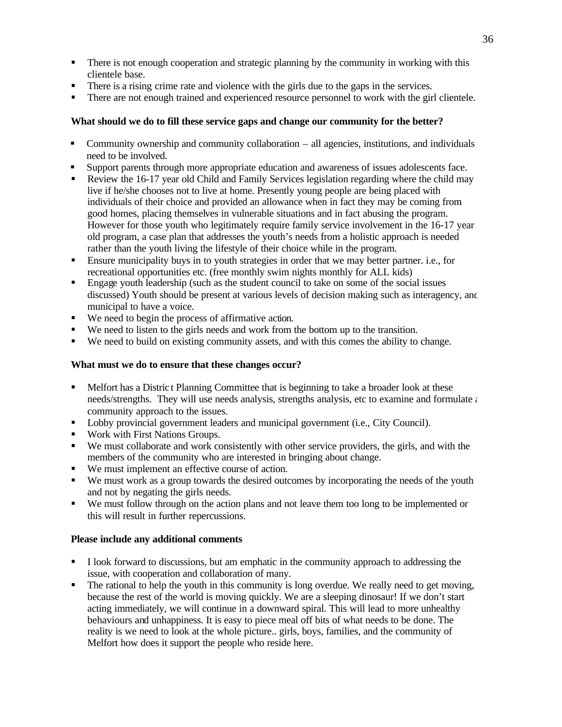- There is not enough cooperation and strategic planning by the community in working with this clientele base.
- There is a rising crime rate and violence with the girls due to the gaps in the services.
- There are not enough trained and experienced resource personnel to work with the girl clientele.

**What should we do to fill these service gaps and change our community for the better?**

- Community ownership and community collaboration – all agencies, institutions, and individuals need to be involved.
- Support parents through more appropriate education and awareness of issues adolescents face.
- Review the 16-17 year old Child and Family Services legislation regarding where the child may live if he/she chooses not to live at home. Presently young people are being placed with individuals of their choice and provided an allowance when in fact they may be coming from good homes, placing themselves in vulnerable situations and in fact abusing the program. However for those youth who legitimately require family service involvement in the 16-17 year old program, a case plan that addresses the youth's needs from a holistic approach is needed rather than the youth living the lifestyle of their choice while in the program.
- Ensure municipality buys in to youth strategies in order that we may better partner. i.e., for recreational opportunities etc. (free monthly swim nights monthly for ALL kids)
- Engage youth leadership (such as the student council to take on some of the social issues discussed) Youth should be present at various levels of decision making such as interagency, and municipal to have a voice.
- We need to begin the process of affirmative action.
- We need to listen to the girls needs and work from the bottom up to the transition.
- We need to build on existing community assets, and with this comes the ability to change.

**What must we do to ensure that these changes occur?**

- Melfort has a District Planning Committee that is beginning to take a broader look at these needs/strengths. They will use needs analysis, strengths analysis, etc to examine and formulate a community approach to the issues.
- Lobby provincial government leaders and municipal government (i.e., City Council).
- Work with First Nations Groups.
- We must collaborate and work consistently with other service providers, the girls, and with the members of the community who are interested in bringing about change.
- We must implement an effective course of action.
- We must work as a group towards the desired outcomes by incorporating the needs of the youth and not by negating the girls needs.
- We must follow through on the action plans and not leave them too long to be implemented or this will result in further repercussions.

**Please include any additional comments**

- I look forward to discussions, but am emphatic in the community approach to addressing the issue, with cooperation and collaboration of many.
- The rational to help the youth in this community is long overdue. We really need to get moving, because the rest of the world is moving quickly. We are a sleeping dinosaur! If we don't start acting immediately, we will continue in a downward spiral. This will lead to more unhealthy behaviours and unhappiness. It is easy to piece meal off bits of what needs to be done. The reality is we need to look at the whole picture.. girls, boys, families, and the community of Melfort how does it support the people who reside here.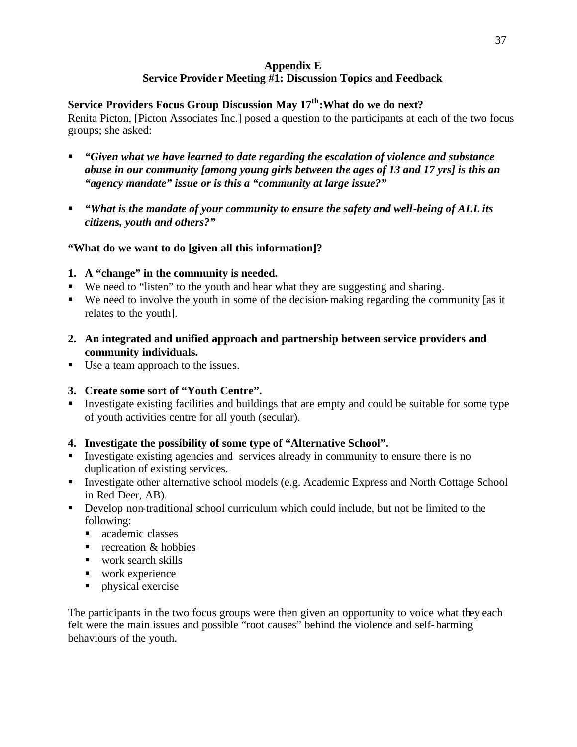## Appendix E
## Service Provider Meeting #1: Discussion Topics and Feedback

### Service Providers Focus Group Discussion May 17th: What do we do next?

Renita Picton, [Picton Associates Inc.] posed a question to the participants at each of the two focus groups; she asked:

- ***"Given what we have learned to date regarding the escalation of violence and substance abuse in our community [among young girls between the ages of 13 and 17 yrs] is this an "agency mandate" issue or is this a "community at large issue?"***
- ***"What is the mandate of your community to ensure the safety and well-being of ALL its citizens, youth and others?"***

**"What do we want to do [given all this information]?**

1. **A "change" in the community is needed.**
   - We need to "listen" to the youth and hear what they are suggesting and sharing.
   - We need to involve the youth in some of the decision-making regarding the community [as it relates to the youth].
2. **An integrated and unified approach and partnership between service providers and community individuals.**
   - Use a team approach to the issues.
3. **Create some sort of "Youth Centre".**
   - Investigate existing facilities and buildings that are empty and could be suitable for some type of youth activities centre for all youth (secular).
4. **Investigate the possibility of some type of "Alternative School".**
   - Investigate existing agencies and services already in community to ensure there is no duplication of existing services.
   - Investigate other alternative school models (e.g. Academic Express and North Cottage School in Red Deer, AB).
   - Develop non-traditional school curriculum which could include, but not be limited to the following:
     - academic classes
     - recreation & hobbies
     - work search skills
     - work experience
     - physical exercise

The participants in the two focus groups were then given an opportunity to voice what they each felt were the main issues and possible "root causes" behind the violence and self-harming behaviours of the youth.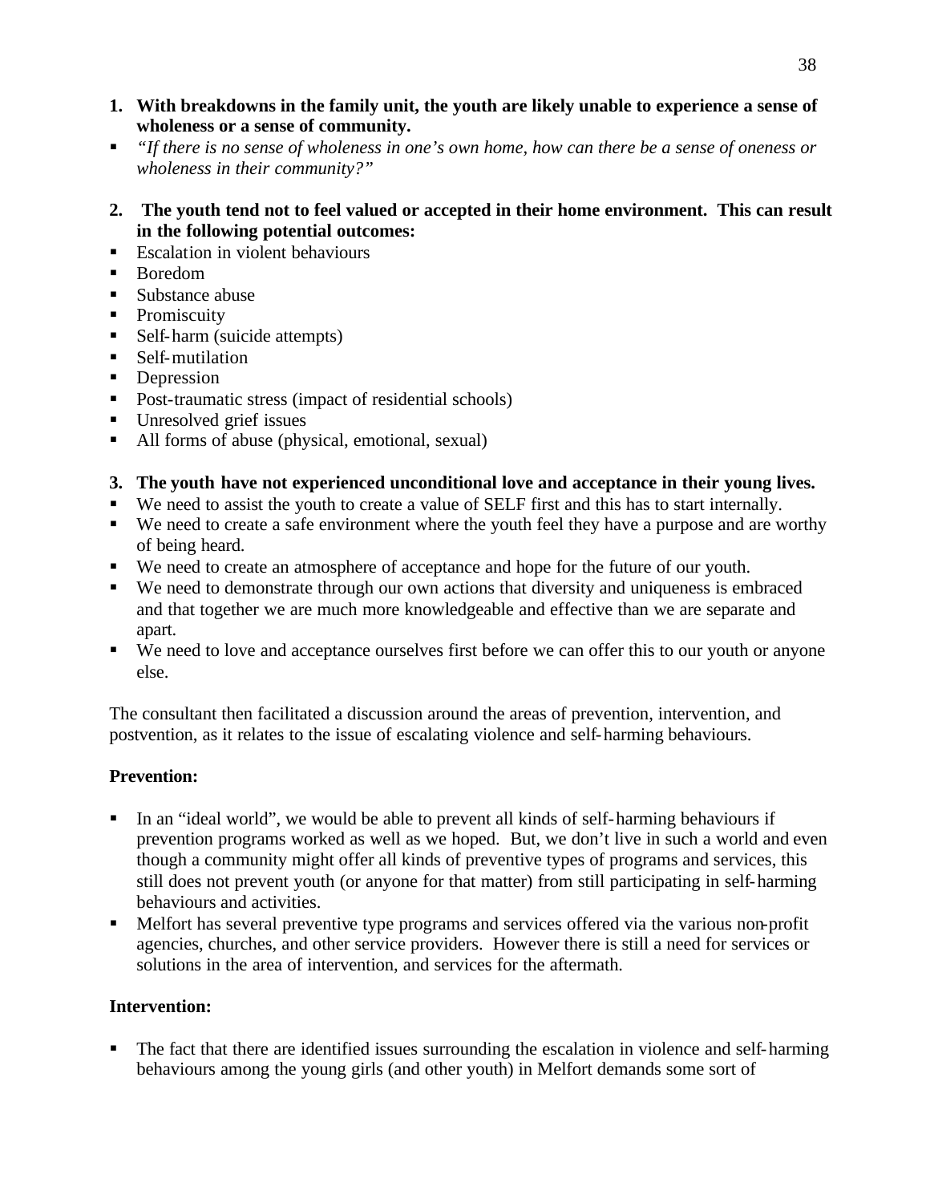1. **With breakdowns in the family unit, the youth are likely unable to experience a sense of wholeness or a sense of community.**

- *"If there is no sense of wholeness in one's own home, how can there be a sense of oneness or wholeness in their community?"*

2. **The youth tend not to feel valued or accepted in their home environment. This can result in the following potential outcomes:**

- Escalation in violent behaviours
- Boredom
- Substance abuse
- Promiscuity
- Self-harm (suicide attempts)
- Self-mutilation
- Depression
- Post-traumatic stress (impact of residential schools)
- Unresolved grief issues
- All forms of abuse (physical, emotional, sexual)

3. **The youth have not experienced unconditional love and acceptance in their young lives.**

- We need to assist the youth to create a value of SELF first and this has to start internally.
- We need to create a safe environment where the youth feel they have a purpose and are worthy of being heard.
- We need to create an atmosphere of acceptance and hope for the future of our youth.
- We need to demonstrate through our own actions that diversity and uniqueness is embraced and that together we are much more knowledgeable and effective than we are separate and apart.
- We need to love and acceptance ourselves first before we can offer this to our youth or anyone else.

The consultant then facilitated a discussion around the areas of prevention, intervention, and postvention, as it relates to the issue of escalating violence and self-harming behaviours.

**Prevention:**

- In an "ideal world", we would be able to prevent all kinds of self-harming behaviours if prevention programs worked as well as we hoped. But, we don't live in such a world and even though a community might offer all kinds of preventive types of programs and services, this still does not prevent youth (or anyone for that matter) from still participating in self-harming behaviours and activities.
- Melfort has several preventive type programs and services offered via the various non-profit agencies, churches, and other service providers. However there is still a need for services or solutions in the area of intervention, and services for the aftermath.

**Intervention:**

- The fact that there are identified issues surrounding the escalation in violence and self-harming behaviours among the young girls (and other youth) in Melfort demands some sort of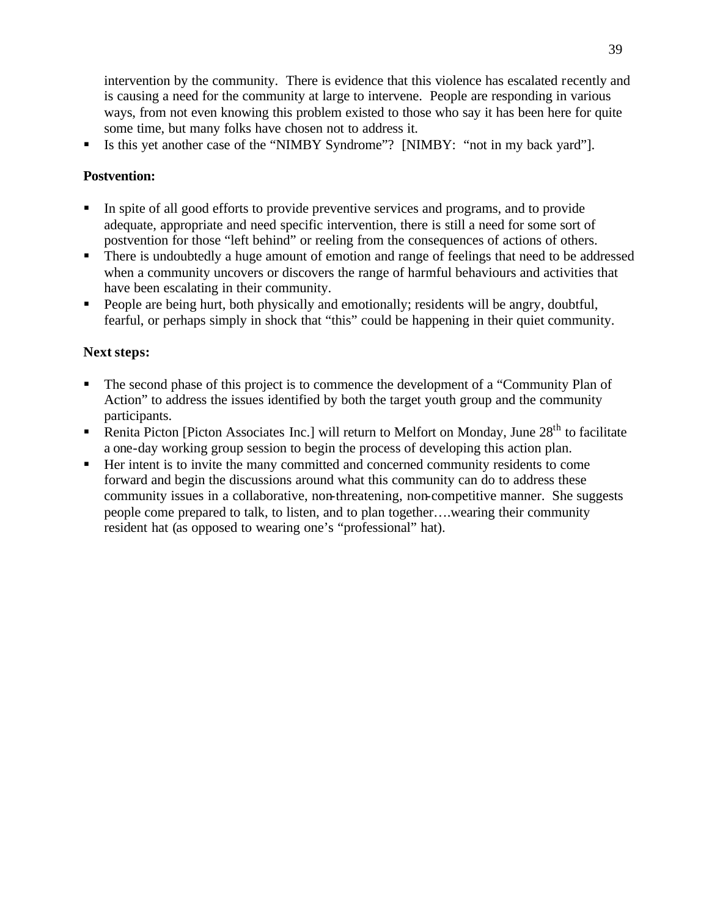intervention by the community. There is evidence that this violence has escalated recently and is causing a need for the community at large to intervene. People are responding in various ways, from not even knowing this problem existed to those who say it has been here for quite some time, but many folks have chosen not to address it.

- Is this yet another case of the "NIMBY Syndrome"? [NIMBY: "not in my back yard"].

**Postvention:**

- In spite of all good efforts to provide preventive services and programs, and to provide adequate, appropriate and need specific intervention, there is still a need for some sort of postvention for those "left behind" or reeling from the consequences of actions of others.
- There is undoubtedly a huge amount of emotion and range of feelings that need to be addressed when a community uncovers or discovers the range of harmful behaviours and activities that have been escalating in their community.
- People are being hurt, both physically and emotionally; residents will be angry, doubtful, fearful, or perhaps simply in shock that "this" could be happening in their quiet community.

**Next steps:**

- The second phase of this project is to commence the development of a "Community Plan of Action" to address the issues identified by both the target youth group and the community participants.
- Renita Picton [Picton Associates Inc.] will return to Melfort on Monday, June 28th to facilitate a one-day working group session to begin the process of developing this action plan.
- Her intent is to invite the many committed and concerned community residents to come forward and begin the discussions around what this community can do to address these community issues in a collaborative, non-threatening, non-competitive manner. She suggests people come prepared to talk, to listen, and to plan together….wearing their community resident hat (as opposed to wearing one's "professional" hat).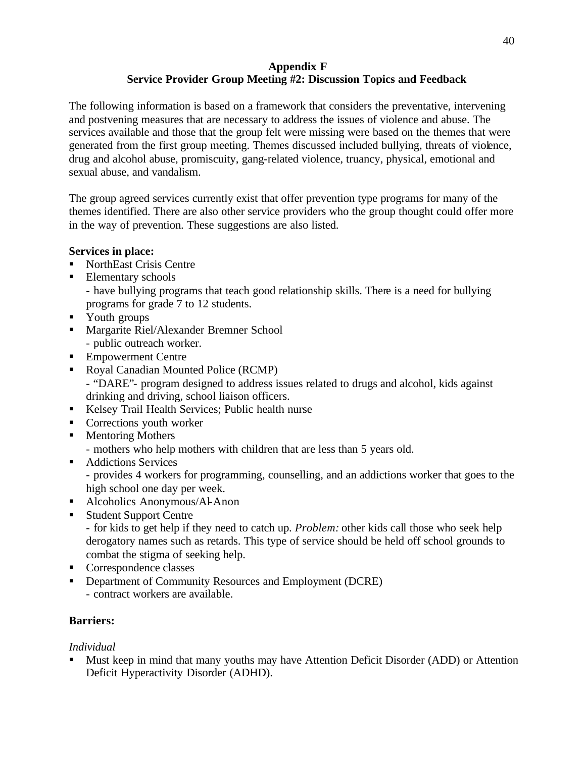## Appendix F
## Service Provider Group Meeting #2: Discussion Topics and Feedback

The following information is based on a framework that considers the preventative, intervening and postvening measures that are necessary to address the issues of violence and abuse. The services available and those that the group felt were missing were based on the themes that were generated from the first group meeting. Themes discussed included bullying, threats of violence, drug and alcohol abuse, promiscuity, gang-related violence, truancy, physical, emotional and sexual abuse, and vandalism.

The group agreed services currently exist that offer prevention type programs for many of the themes identified. There are also other service providers who the group thought could offer more in the way of prevention. These suggestions are also listed.

**Services in place:**

- NorthEast Crisis Centre
- Elementary schools
  - have bullying programs that teach good relationship skills. There is a need for bullying programs for grade 7 to 12 students.
- Youth groups
- Margarite Riel/Alexander Bremner School
  - public outreach worker.
- Empowerment Centre
- Royal Canadian Mounted Police (RCMP)
  - "DARE"- program designed to address issues related to drugs and alcohol, kids against drinking and driving, school liaison officers.
- Kelsey Trail Health Services; Public health nurse
- Corrections youth worker
- Mentoring Mothers
  - mothers who help mothers with children that are less than 5 years old.
- Addictions Services
  - provides 4 workers for programming, counselling, and an addictions worker that goes to the high school one day per week.
- Alcoholics Anonymous/Al-Anon
- Student Support Centre
  - for kids to get help if they need to catch up. *Problem:* other kids call those who seek help derogatory names such as retards. This type of service should be held off school grounds to combat the stigma of seeking help.
- Correspondence classes
- Department of Community Resources and Employment (DCRE)
  - contract workers are available.

**Barriers:**

*Individual*

- Must keep in mind that many youths may have Attention Deficit Disorder (ADD) or Attention Deficit Hyperactivity Disorder (ADHD).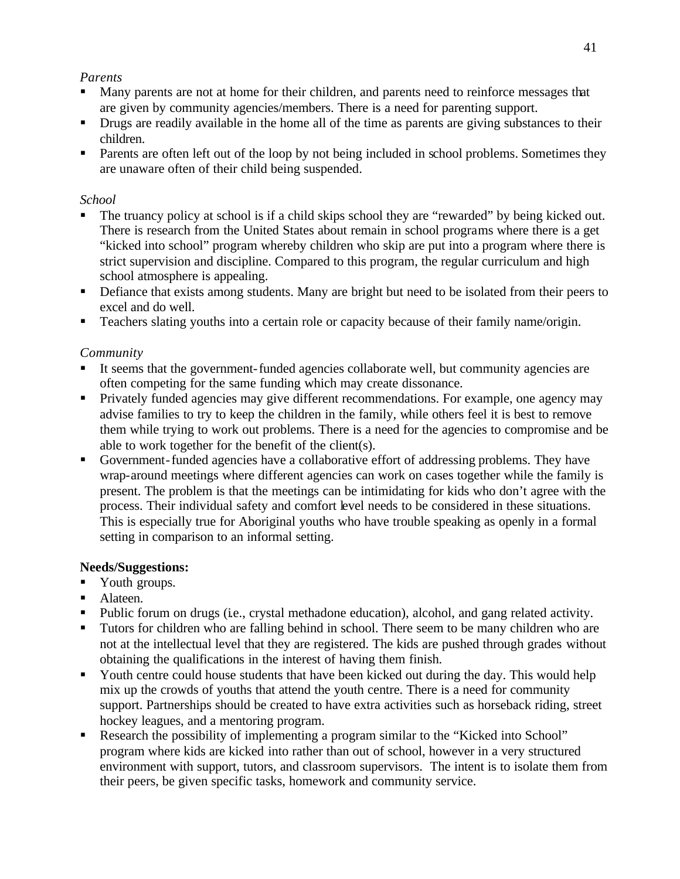*Parents*

- Many parents are not at home for their children, and parents need to reinforce messages that are given by community agencies/members. There is a need for parenting support.
- Drugs are readily available in the home all of the time as parents are giving substances to their children.
- Parents are often left out of the loop by not being included in school problems. Sometimes they are unaware often of their child being suspended.

*School*

- The truancy policy at school is if a child skips school they are "rewarded" by being kicked out. There is research from the United States about remain in school programs where there is a get "kicked into school" program whereby children who skip are put into a program where there is strict supervision and discipline. Compared to this program, the regular curriculum and high school atmosphere is appealing.
- Defiance that exists among students. Many are bright but need to be isolated from their peers to excel and do well.
- Teachers slating youths into a certain role or capacity because of their family name/origin.

*Community*

- It seems that the government-funded agencies collaborate well, but community agencies are often competing for the same funding which may create dissonance.
- Privately funded agencies may give different recommendations. For example, one agency may advise families to try to keep the children in the family, while others feel it is best to remove them while trying to work out problems. There is a need for the agencies to compromise and be able to work together for the benefit of the client(s).
- Government-funded agencies have a collaborative effort of addressing problems. They have wrap-around meetings where different agencies can work on cases together while the family is present. The problem is that the meetings can be intimidating for kids who don't agree with the process. Their individual safety and comfort level needs to be considered in these situations. This is especially true for Aboriginal youths who have trouble speaking as openly in a formal setting in comparison to an informal setting.

**Needs/Suggestions:**

- Youth groups.
- Alateen.
- Public forum on drugs (i.e., crystal methadone education), alcohol, and gang related activity.
- Tutors for children who are falling behind in school. There seem to be many children who are not at the intellectual level that they are registered. The kids are pushed through grades without obtaining the qualifications in the interest of having them finish.
- Youth centre could house students that have been kicked out during the day. This would help mix up the crowds of youths that attend the youth centre. There is a need for community support. Partnerships should be created to have extra activities such as horseback riding, street hockey leagues, and a mentoring program.
- Research the possibility of implementing a program similar to the "Kicked into School" program where kids are kicked into rather than out of school, however in a very structured environment with support, tutors, and classroom supervisors. The intent is to isolate them from their peers, be given specific tasks, homework and community service.